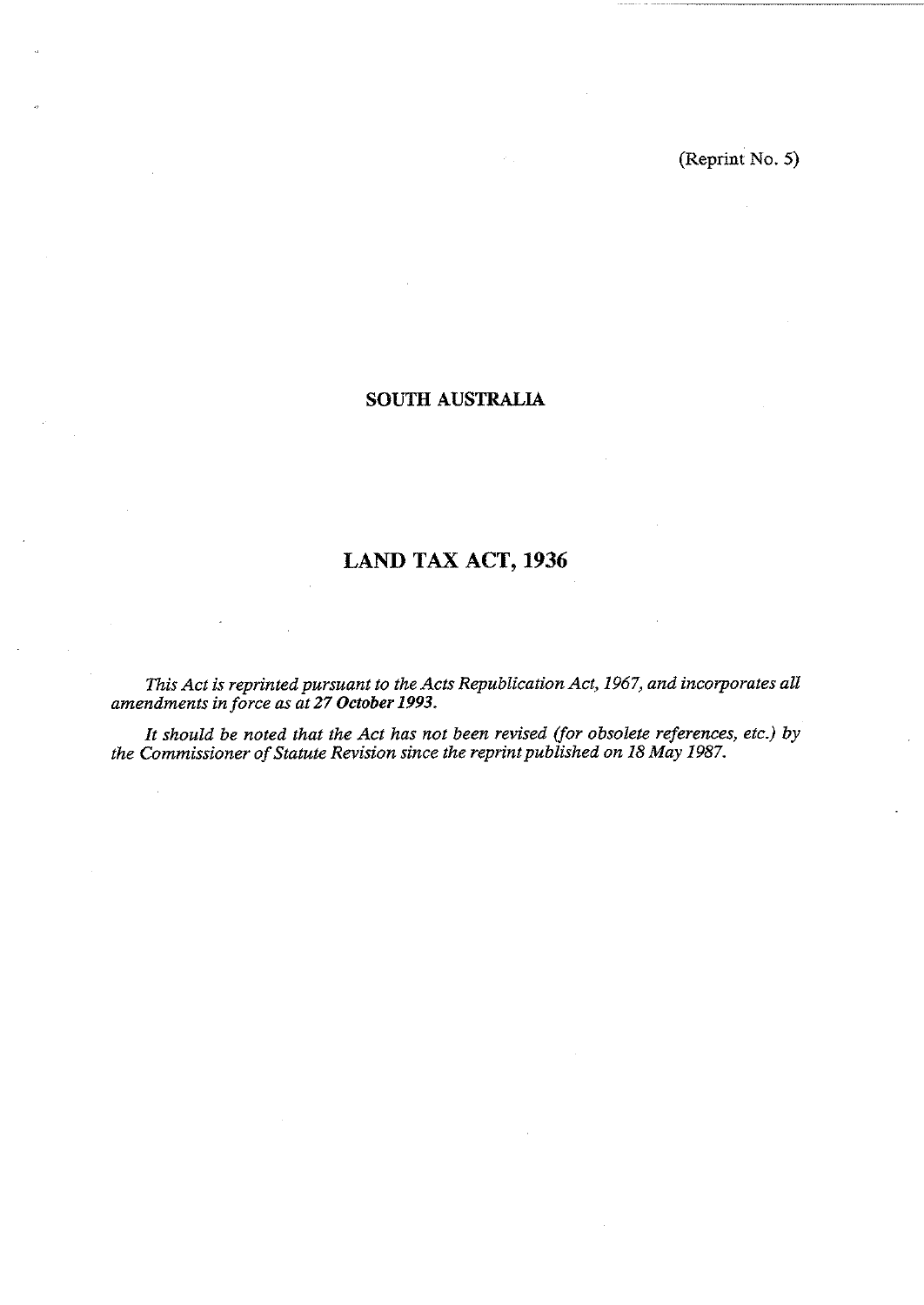(Reprint No. 5)

# SOUTH AUSTRALIA

# LAND TAX ACT, 1936

*This Act is reprinted pursuant to the Acts Republication Act, 1967, and incorporates all amendments in force as at **27 October 1993**.*

*It should be noted that the Act has not been revised (for obsolete references, etc.) by the Commissioner of Statute Revision since the reprint published on 18 May 1987.*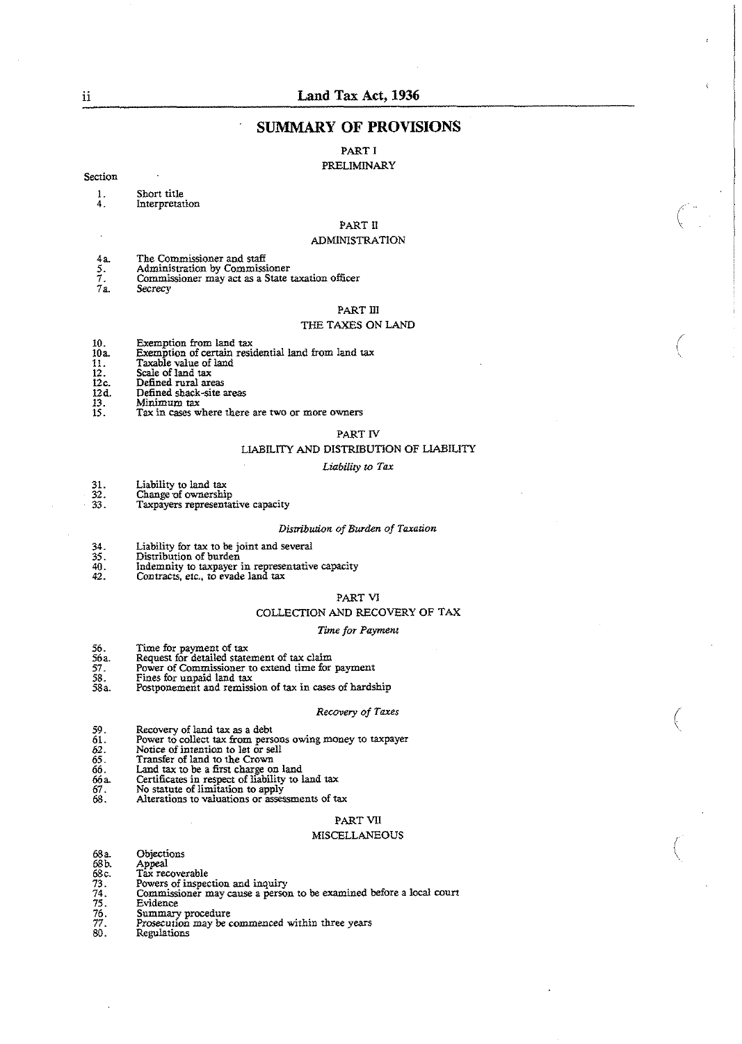## SUMMARY OF PROVISIONS

### PART I

### PRELIMINARY

Section

1. Short title
4. Interpretation

### PART II

### ADMINISTRATION

4a. The Commissioner and staff
5. Administration by Commissioner
7. Commissioner may act as a State taxation officer
7a. Secrecy

### PART III

### THE TAXES ON LAND

10. Exemption from land tax
10a. Exemption of certain residential land from land tax
11. Taxable value of land
12. Scale of land tax
12c. Defined rural areas
12d. Defined shack-site areas
13. Minimum tax
15. Tax in cases where there are two or more owners

### PART IV

### LIABILITY AND DISTRIBUTION OF LIABILITY

*Liability to Tax*

31. Liability to land tax
32. Change of ownership
33. Taxpayers representative capacity

*Distribution of Burden of Taxation*

34. Liability for tax to be joint and several
35. Distribution of burden
40. Indemnity to taxpayer in representative capacity
42. Contracts, etc., to evade land tax

### PART VI

### COLLECTION AND RECOVERY OF TAX

*Time for Payment*

56. Time for payment of tax
56a. Request for detailed statement of tax claim
57. Power of Commissioner to extend time for payment
58. Fines for unpaid land tax
58a. Postponement and remission of tax in cases of hardship

*Recovery of Taxes*

59. Recovery of land tax as a debt
61. Power to collect tax from persons owing money to taxpayer
62. Notice of intention to let or sell
65. Transfer of land to the Crown
66. Land tax to be a first charge on land
66a. Certificates in respect of liability to land tax
67. No statute of limitation to apply
68. Alterations to valuations or assessments of tax

### PART VII

### MISCELLANEOUS

68a. Objections
68b. Appeal
68c. Tax recoverable
73. Powers of inspection and inquiry
74. Commissioner may cause a person to be examined before a local court
75. Evidence
76. Summary procedure
77. Prosecution may be commenced within three years
80. Regulations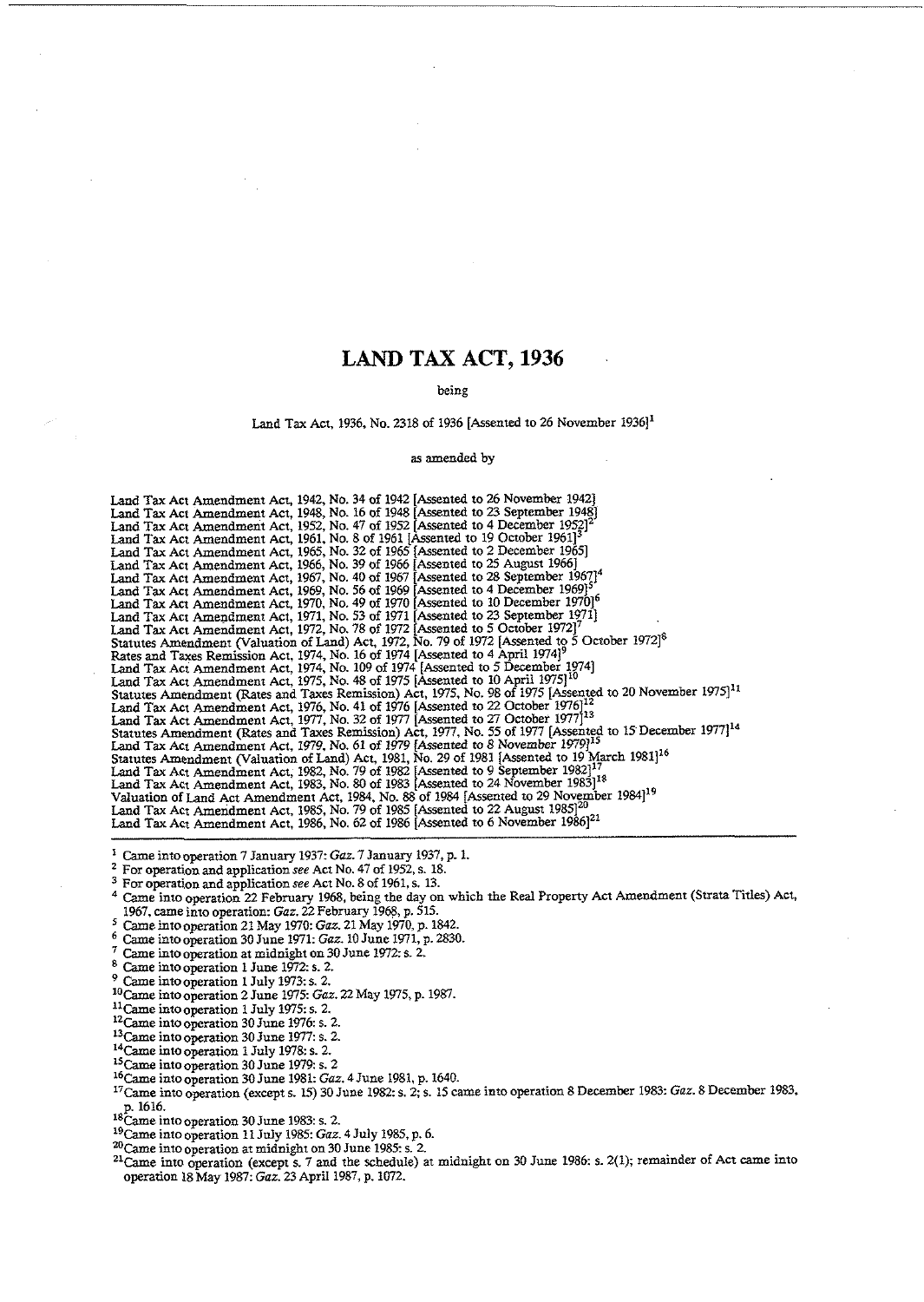# LAND TAX ACT, 1936

being

Land Tax Act, 1936, No. 2318 of 1936 [Assented to 26 November 1936][1]

as amended by

Land Tax Act Amendment Act, 1942, No. 34 of 1942 [Assented to 26 November 1942]
Land Tax Act Amendment Act, 1948, No. 16 of 1948 [Assented to 23 September 1948]
Land Tax Act Amendment Act, 1952, No. 47 of 1952 [Assented to 4 December 1952][2]
Land Tax Act Amendment Act, 1961, No. 8 of 1961 [Assented to 19 October 1961][3]
Land Tax Act Amendment Act, 1965, No. 32 of 1965 [Assented to 2 December 1965]
Land Tax Act Amendment Act, 1966, No. 39 of 1966 [Assented to 25 August 1966]
Land Tax Act Amendment Act, 1967, No. 40 of 1967 [Assented to 28 September 1967][4]
Land Tax Act Amendment Act, 1969, No. 56 of 1969 [Assented to 4 December 1969][5]
Land Tax Act Amendment Act, 1970, No. 49 of 1970 [Assented to 10 December 1970][6]
Land Tax Act Amendment Act, 1971, No. 53 of 1971 [Assented to 23 September 1971]
Land Tax Act Amendment Act, 1972, No. 78 of 1972 [Assented to 5 October 1972][7]
Statutes Amendment (Valuation of Land) Act, 1972, No. 79 of 1972 [Assented to 5 October 1972][8]
Rates and Taxes Remission Act, 1974, No. 16 of 1974 [Assented to 4 April 1974][9]
Land Tax Act Amendment Act, 1974, No. 109 of 1974 [Assented to 5 December 1974]
Land Tax Act Amendment Act, 1975, No. 48 of 1975 [Assented to 10 April 1975][10]
Statutes Amendment (Rates and Taxes Remission) Act, 1975, No. 98 of 1975 [Assented to 20 November 1975][11]
Land Tax Act Amendment Act, 1976, No. 41 of 1976 [Assented to 22 October 1976][12]
Land Tax Act Amendment Act, 1977, No. 32 of 1977 [Assented to 27 October 1977][13]
Statutes Amendment (Rates and Taxes Remission) Act, 1977, No. 55 of 1977 [Assented to 15 December 1977][14]
Land Tax Act Amendment Act, 1979, No. 61 of 1979 [Assented to 8 November 1979][15]
Statutes Amendment (Valuation of Land) Act, 1981, No. 29 of 1981 [Assented to 19 March 1981][16]
Land Tax Act Amendment Act, 1982, No. 79 of 1982 [Assented to 9 September 1982][17]
Land Tax Act Amendment Act, 1983, No. 80 of 1983 [Assented to 24 November 1983][18]
Valuation of Land Act Amendment Act, 1984, No. 88 of 1984 [Assented to 29 November 1984][19]
Land Tax Act Amendment Act, 1985, No. 79 of 1985 [Assented to 22 August 1985][20]
Land Tax Act Amendment Act, 1986, No. 62 of 1986 [Assented to 6 November 1986][21]

---

[1] Came into operation 7 January 1937: *Gaz.* 7 January 1937, p. 1.
[2] For operation and application *see* Act No. 47 of 1952, s. 18.
[3] For operation and application *see* Act No. 8 of 1961, s. 13.
[4] Came into operation 22 February 1968, being the day on which the Real Property Act Amendment (Strata Titles) Act, 1967, came into operation: *Gaz.* 22 February 1968, p. 515.
[5] Came into operation 21 May 1970: *Gaz.* 21 May 1970, p. 1842.
[6] Came into operation 30 June 1971: *Gaz.* 10 June 1971, p. 2830.
[7] Came into operation at midnight on 30 June 1972: s. 2.
[8] Came into operation 1 June 1972: s. 2.
[9] Came into operation 1 July 1973: s. 2.
[10] Came into operation 2 June 1975: *Gaz.* 22 May 1975, p. 1987.
[11] Came into operation 1 July 1975: s. 2.
[12] Came into operation 30 June 1976: s. 2.
[13] Came into operation 30 June 1977: s. 2.
[14] Came into operation 1 July 1978: s. 2.
[15] Came into operation 30 June 1979: s. 2
[16] Came into operation 30 June 1981: *Gaz.* 4 June 1981, p. 1640.
[17] Came into operation (except s. 15) 30 June 1982: s. 2; s. 15 came into operation 8 December 1983: *Gaz.* 8 December 1983, p. 1616.
[18] Came into operation 30 June 1983: s. 2.
[19] Came into operation 11 July 1985: *Gaz.* 4 July 1985, p. 6.
[20] Came into operation at midnight on 30 June 1985: s. 2.
[21] Came into operation (except s. 7 and the schedule) at midnight on 30 June 1986: s. 2(1); remainder of Act came into operation 18 May 1987: *Gaz.* 23 April 1987, p. 1072.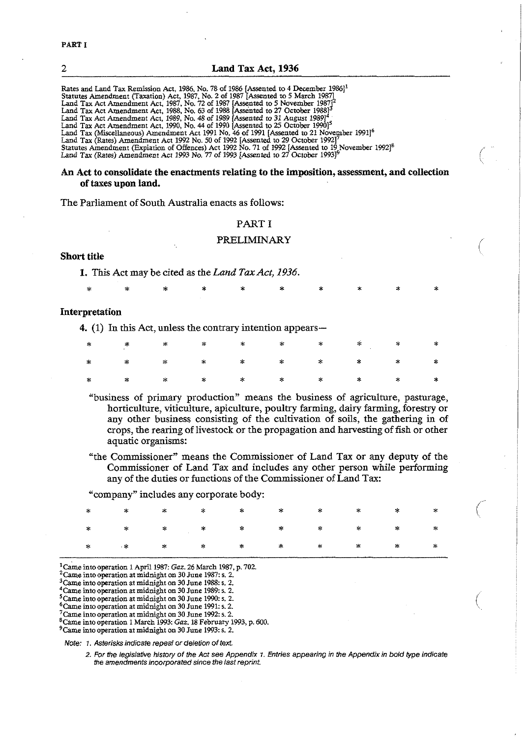Rates and Land Tax Remission Act, 1986, No. 78 of 1986 [Assented to 4 December 1986][1]
Statutes Amendment (Taxation) Act, 1987, No. 2 of 1987 [Assented to 5 March 1987]
Land Tax Act Amendment Act, 1987, No. 72 of 1987 [Assented to 5 November 1987][2]
Land Tax Act Amendment Act, 1988, No. 63 of 1988 [Assented to 27 October 1988][3]
Land Tax Act Amendment Act, 1989, No. 48 of 1989 [Assented to 31 August 1989][4]
Land Tax Act Amendment Act, 1990, No. 44 of 1990 [Assented to 25 October 1990][5]
Land Tax (Miscellaneous) Amendment Act 1991 No. 46 of 1991 [Assented to 21 November 1991][6]
Land Tax (Rates) Amendment Act 1992 No. 50 of 1992 [Assented to 29 October 1992][7]
Statutes Amendment (Expiation of Offences) Act 1992 No. 71 of 1992 [Assented to 19 November 1992][8]
Land Tax (Rates) Amendment Act 1993 No. 77 of 1993 [Assented to 27 October 1993][9]

**An Act to consolidate the enactments relating to the imposition, assessment, and collection of taxes upon land.**

The Parliament of South Australia enacts as follows:

## PART I

## PRELIMINARY

**Short title**

1. This Act may be cited as the *Land Tax Act, 1936*.

\* \* \* \* \* \* \* \* \* \*

**Interpretation**

4. (1) In this Act, unless the contrary intention appears—

\* \* \* \* \* \* \* \* \* \*

\* \* \* \* \* \* \* \* \* \*

\* \* \* \* \* \* \* \* \* \*

"business of primary production" means the business of agriculture, pasturage, horticulture, viticulture, apiculture, poultry farming, dairy farming, forestry or any other business consisting of the cultivation of soils, the gathering in of crops, the rearing of livestock or the propagation and harvesting of fish or other aquatic organisms:

"the Commissioner" means the Commissioner of Land Tax or any deputy of the Commissioner of Land Tax and includes any other person while performing any of the duties or functions of the Commissioner of Land Tax:

"company" includes any corporate body:

\* \* \* \* \* \* \* \* \* \*

\* \* \* \* \* \* \* \* \* \*

\* \* \* \* \* \* \* \* \* \*

[1] Came into operation 1 April 1987: *Gaz.* 26 March 1987, p. 702.
[2] Came into operation at midnight on 30 June 1987: s. 2.
[3] Came into operation at midnight on 30 June 1988: s. 2.
[4] Came into operation at midnight on 30 June 1989: s. 2.
[5] Came into operation at midnight on 30 June 1990: s. 2.
[6] Came into operation at midnight on 30 June 1991: s. 2.
[7] Came into operation at midnight on 30 June 1992: s. 2.
[8] Came into operation 1 March 1993: *Gaz.* 18 February 1993, p. 600.
[9] Came into operation at midnight on 30 June 1993: s. 2.

*Note: 1. Asterisks indicate repeal or deletion of text.*

*2. For the legislative history of the Act see Appendix 1. Entries appearing in the Appendix in bold type indicate the amendments incorporated since the last reprint.*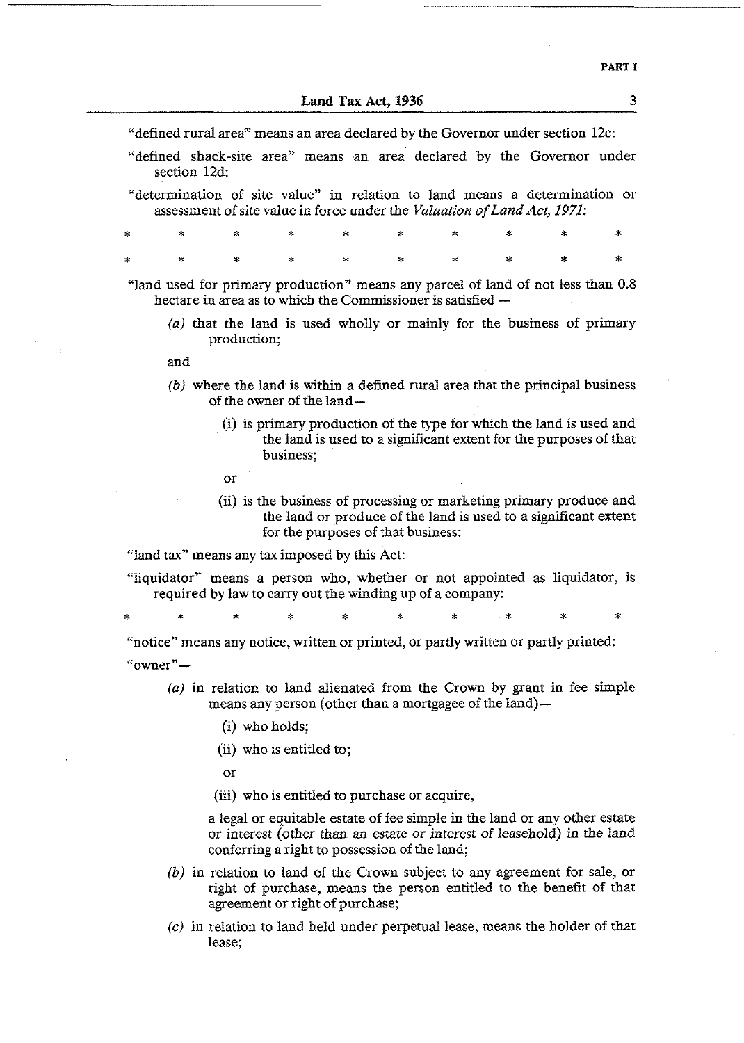"defined rural area" means an area declared by the Governor under section 12c:

"defined shack-site area" means an area declared by the Governor under section 12d:

"determination of site value" in relation to land means a determination or assessment of site value in force under the *Valuation of Land Act, 1971*:

\* \* \* \* \* \* \* \* \* \*

\* \* \* \* \* \* \* \* \* \*

"land used for primary production" means any parcel of land of not less than 0.8 hectare in area as to which the Commissioner is satisfied —

*(a)* that the land is used wholly or mainly for the business of primary production;

and

*(b)* where the land is within a defined rural area that the principal business of the owner of the land—

(i) is primary production of the type for which the land is used and the land is used to a significant extent for the purposes of that business;

or

(ii) is the business of processing or marketing primary produce and the land or produce of the land is used to a significant extent for the purposes of that business:

"land tax" means any tax imposed by this Act:

"liquidator" means a person who, whether or not appointed as liquidator, is required by law to carry out the winding up of a company:

\* \* \* \* \* \* \* \* \* \*

"notice" means any notice, written or printed, or partly written or partly printed:

"owner"—

*(a)* in relation to land alienated from the Crown by grant in fee simple means any person (other than a mortgagee of the land)—

(i) who holds;

(ii) who is entitled to;

or

(iii) who is entitled to purchase or acquire,

a legal or equitable estate of fee simple in the land or any other estate or interest (other than an estate or interest of leasehold) in the land conferring a right to possession of the land;

*(b)* in relation to land of the Crown subject to any agreement for sale, or right of purchase, means the person entitled to the benefit of that agreement or right of purchase;

*(c)* in relation to land held under perpetual lease, means the holder of that lease;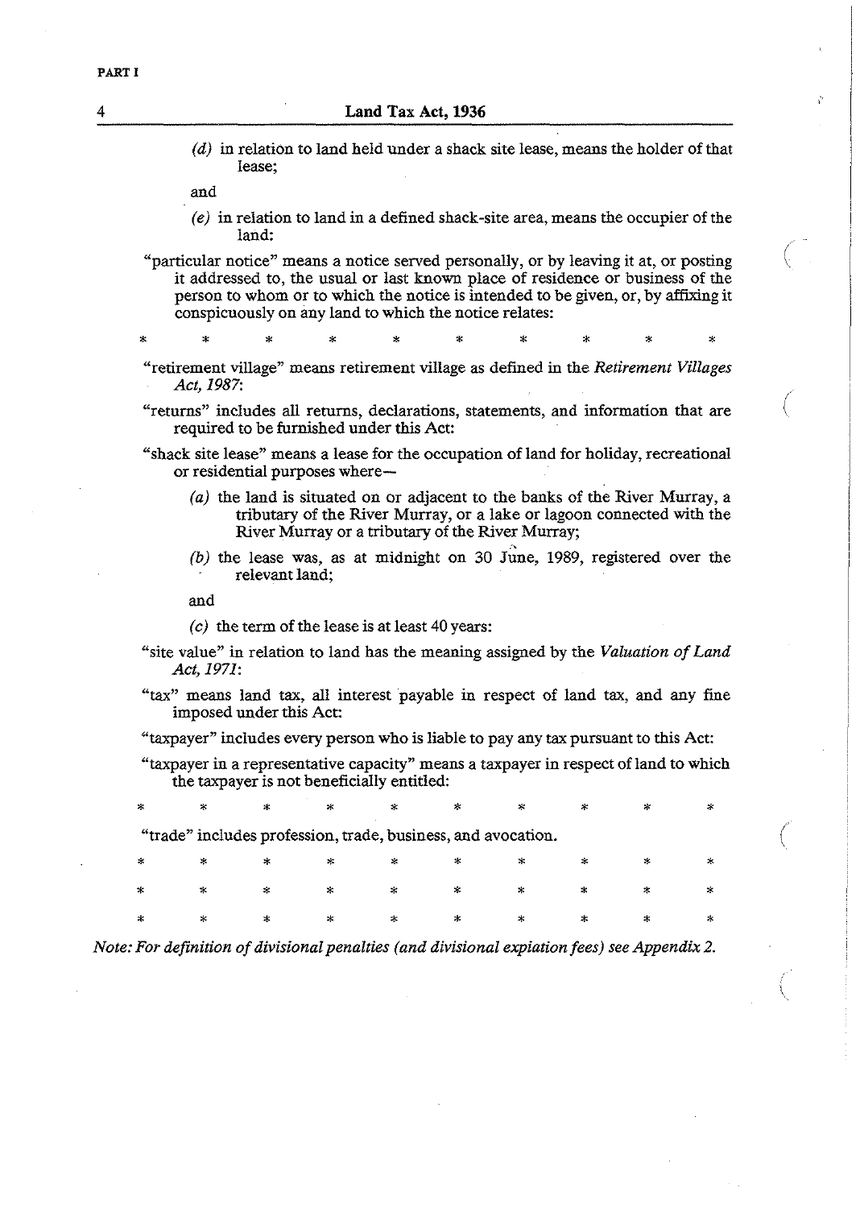(d) in relation to land held under a shack site lease, means the holder of that lease;

and

(e) in relation to land in a defined shack-site area, means the occupier of the land:

"particular notice" means a notice served personally, or by leaving it at, or posting it addressed to, the usual or last known place of residence or business of the person to whom or to which the notice is intended to be given, or, by affixing it conspicuously on any land to which the notice relates:

\* \* \* \* \* \* \* \* \* \*

"retirement village" means retirement village as defined in the *Retirement Villages Act, 1987*:

"returns" includes all returns, declarations, statements, and information that are required to be furnished under this Act:

"shack site lease" means a lease for the occupation of land for holiday, recreational or residential purposes where—

(a) the land is situated on or adjacent to the banks of the River Murray, a tributary of the River Murray, or a lake or lagoon connected with the River Murray or a tributary of the River Murray;

(b) the lease was, as at midnight on 30 June, 1989, registered over the relevant land;

and

(c) the term of the lease is at least 40 years:

"site value" in relation to land has the meaning assigned by the *Valuation of Land Act, 1971*:

"tax" means land tax, all interest payable in respect of land tax, and any fine imposed under this Act:

"taxpayer" includes every person who is liable to pay any tax pursuant to this Act:

"taxpayer in a representative capacity" means a taxpayer in respect of land to which the taxpayer is not beneficially entitled:

\* \* \* \* \* \* \* \* \* \*

"trade" includes profession, trade, business, and avocation.

\* \* \* \* \* \* \* \* \* \*

\* \* \* \* \* \* \* \* \* \*

\* \* \* \* \* \* \* \* \* \*

*Note: For definition of divisional penalties (and divisional expiation fees) see Appendix 2.*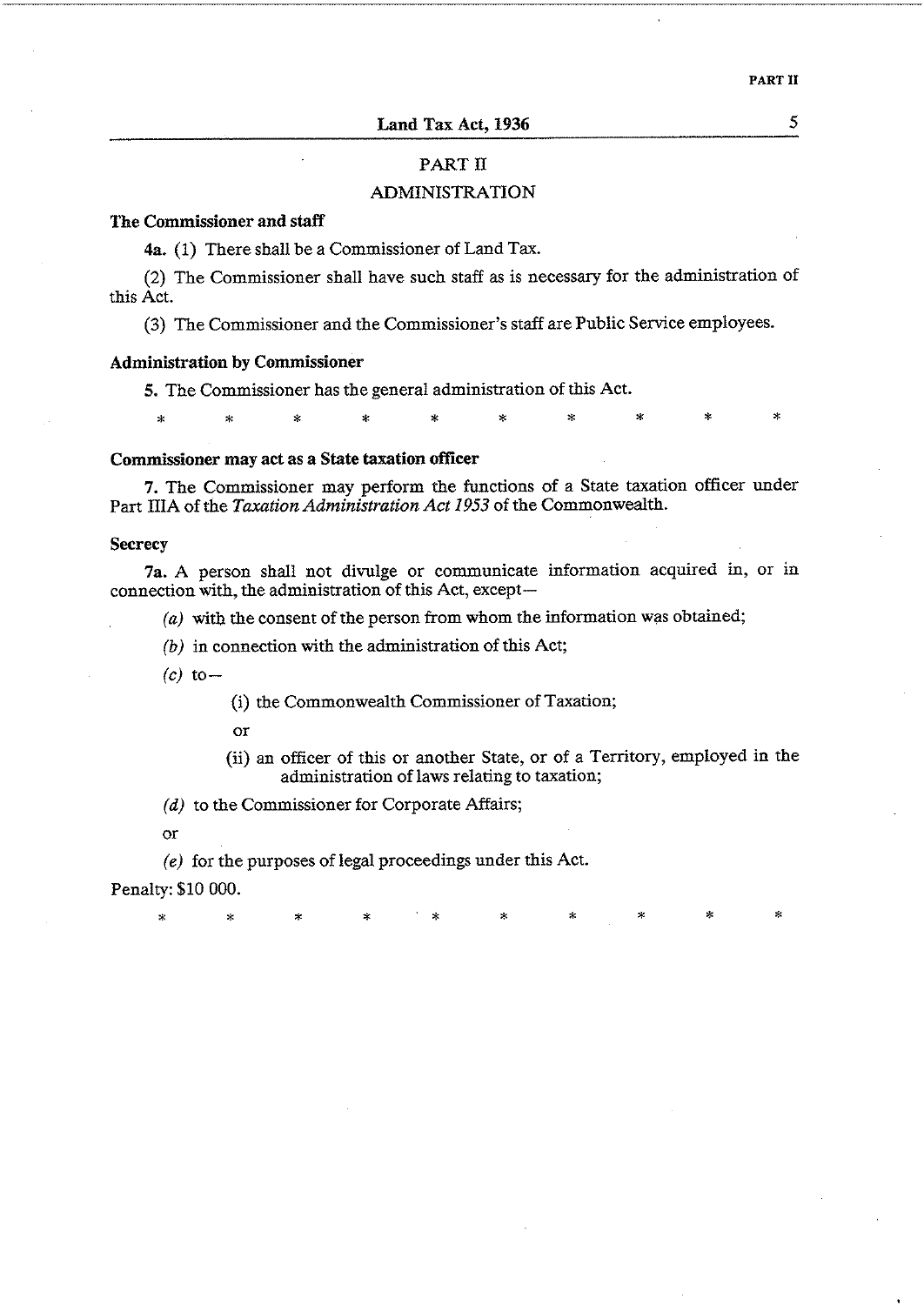## PART II

## ADMINISTRATION

**The Commissioner and staff**

**4a.** (1) There shall be a Commissioner of Land Tax.

(2) The Commissioner shall have such staff as is necessary for the administration of this Act.

(3) The Commissioner and the Commissioner's staff are Public Service employees.

**Administration by Commissioner**

**5.** The Commissioner has the general administration of this Act.

\* \* \* \* \* \* \* \* \* \*

**Commissioner may act as a State taxation officer**

**7.** The Commissioner may perform the functions of a State taxation officer under Part IIIA of the *Taxation Administration Act 1953* of the Commonwealth.

**Secrecy**

**7a.** A person shall not divulge or communicate information acquired in, or in connection with, the administration of this Act, except—

*(a)* with the consent of the person from whom the information was obtained;

*(b)* in connection with the administration of this Act;

*(c)* to—

(i) the Commonwealth Commissioner of Taxation;

or

(ii) an officer of this or another State, or of a Territory, employed in the administration of laws relating to taxation;

*(d)* to the Commissioner for Corporate Affairs;

or

*(e)* for the purposes of legal proceedings under this Act.

Penalty: $10 000.

\* \* \* \* \* \* \* \* \* \*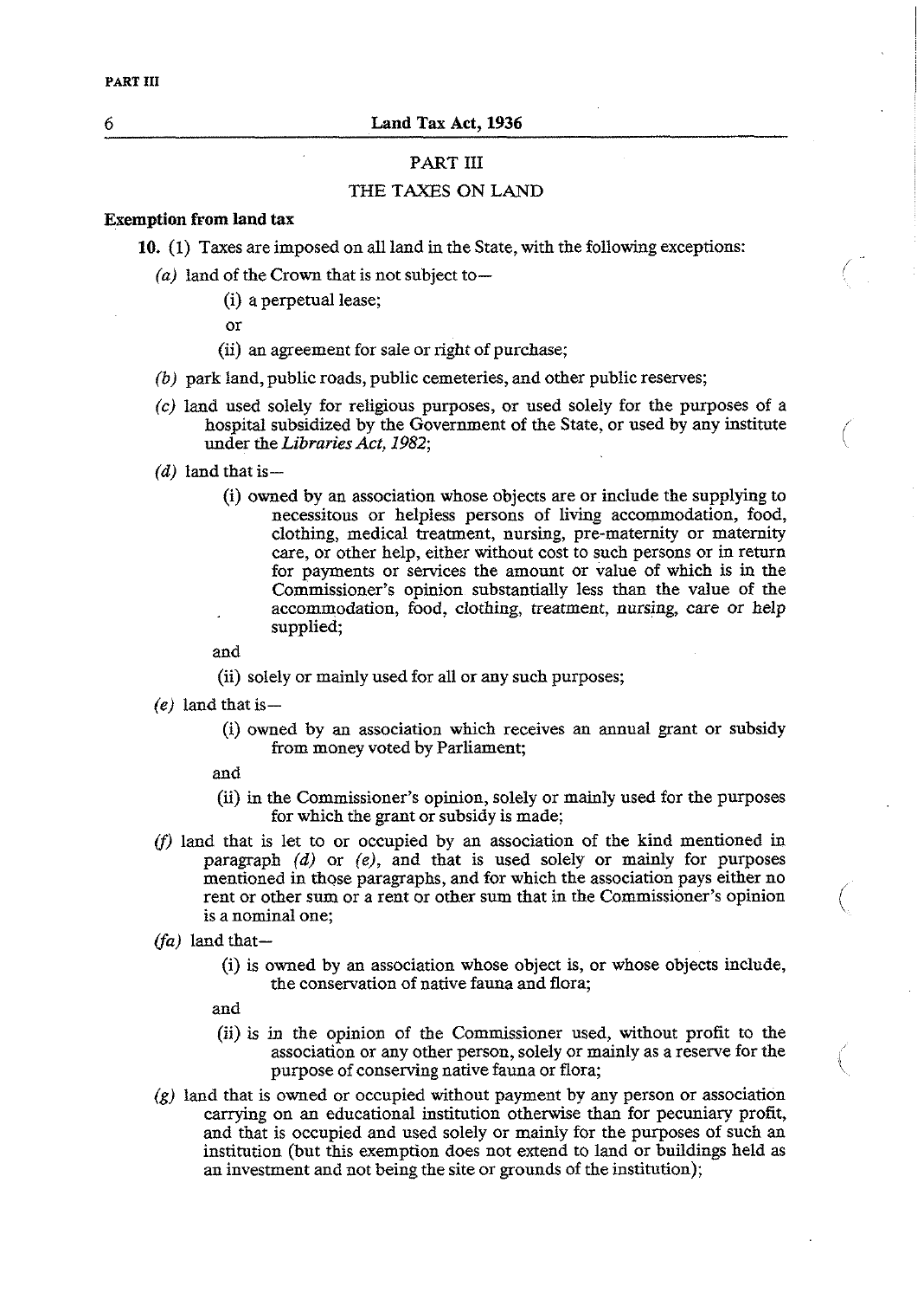## PART III

## THE TAXES ON LAND

**Exemption from land tax**

**10.** (1) Taxes are imposed on all land in the State, with the following exceptions:

*(a)* land of the Crown that is not subject to—

(i) a perpetual lease;

or

(ii) an agreement for sale or right of purchase;

*(b)* park land, public roads, public cemeteries, and other public reserves;

*(c)* land used solely for religious purposes, or used solely for the purposes of a hospital subsidized by the Government of the State, or used by any institute under the *Libraries Act, 1982*;

*(d)* land that is—

(i) owned by an association whose objects are or include the supplying to necessitous or helpless persons of living accommodation, food, clothing, medical treatment, nursing, pre-maternity or maternity care, or other help, either without cost to such persons or in return for payments or services the amount or value of which is in the Commissioner's opinion substantially less than the value of the accommodation, food, clothing, treatment, nursing, care or help supplied;

and

(ii) solely or mainly used for all or any such purposes;

*(e)* land that is—

(i) owned by an association which receives an annual grant or subsidy from money voted by Parliament;

and

(ii) in the Commissioner's opinion, solely or mainly used for the purposes for which the grant or subsidy is made;

*(f)* land that is let to or occupied by an association of the kind mentioned in paragraph *(d)* or *(e)*, and that is used solely or mainly for purposes mentioned in those paragraphs, and for which the association pays either no rent or other sum or a rent or other sum that in the Commissioner's opinion is a nominal one;

*(fa)* land that—

(i) is owned by an association whose object is, or whose objects include, the conservation of native fauna and flora;

and

(ii) is in the opinion of the Commissioner used, without profit to the association or any other person, solely or mainly as a reserve for the purpose of conserving native fauna or flora;

*(g)* land that is owned or occupied without payment by any person or association carrying on an educational institution otherwise than for pecuniary profit, and that is occupied and used solely or mainly for the purposes of such an institution (but this exemption does not extend to land or buildings held as an investment and not being the site or grounds of the institution);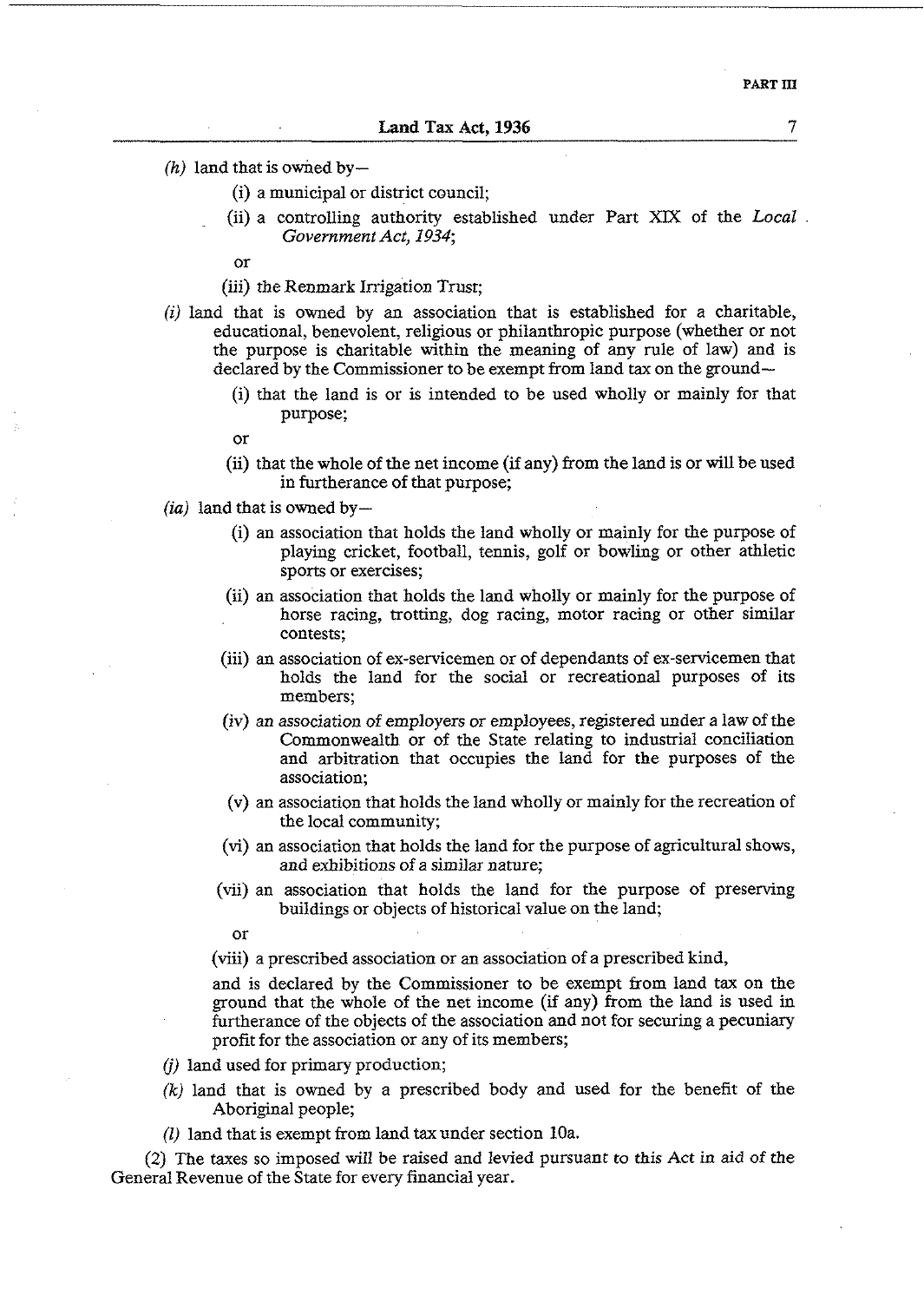*(h)* land that is owned by—

(i) a municipal or district council;

(ii) a controlling authority established under Part XIX of the *Local Government Act, 1934*;

or

(iii) the Renmark Irrigation Trust;

*(i)* land that is owned by an association that is established for a charitable, educational, benevolent, religious or philanthropic purpose (whether or not the purpose is charitable within the meaning of any rule of law) and is declared by the Commissioner to be exempt from land tax on the ground—

(i) that the land is or is intended to be used wholly or mainly for that purpose;

or

(ii) that the whole of the net income (if any) from the land is or will be used in furtherance of that purpose;

*(ia)* land that is owned by—

(i) an association that holds the land wholly or mainly for the purpose of playing cricket, football, tennis, golf or bowling or other athletic sports or exercises;

(ii) an association that holds the land wholly or mainly for the purpose of horse racing, trotting, dog racing, motor racing or other similar contests;

(iii) an association of ex-servicemen or of dependants of ex-servicemen that holds the land for the social or recreational purposes of its members;

(iv) an association of employers or employees, registered under a law of the Commonwealth or of the State relating to industrial conciliation and arbitration that occupies the land for the purposes of the association;

(v) an association that holds the land wholly or mainly for the recreation of the local community;

(vi) an association that holds the land for the purpose of agricultural shows, and exhibitions of a similar nature;

(vii) an association that holds the land for the purpose of preserving buildings or objects of historical value on the land;

or

(viii) a prescribed association or an association of a prescribed kind,

and is declared by the Commissioner to be exempt from land tax on the ground that the whole of the net income (if any) from the land is used in furtherance of the objects of the association and not for securing a pecuniary profit for the association or any of its members;

*(j)* land used for primary production;

*(k)* land that is owned by a prescribed body and used for the benefit of the Aboriginal people;

*(l)* land that is exempt from land tax under section 10a.

(2) The taxes so imposed will be raised and levied pursuant to this Act in aid of the General Revenue of the State for every financial year.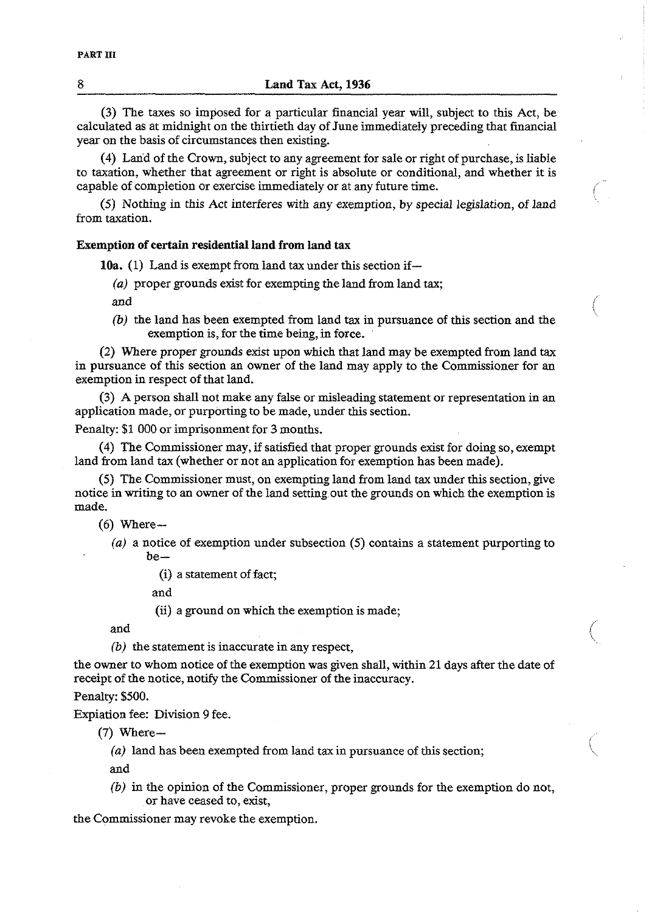(3) The taxes so imposed for a particular financial year will, subject to this Act, be calculated as at midnight on the thirtieth day of June immediately preceding that financial year on the basis of circumstances then existing.

(4) Land of the Crown, subject to any agreement for sale or right of purchase, is liable to taxation, whether that agreement or right is absolute or conditional, and whether it is capable of completion or exercise immediately or at any future time.

(5) Nothing in this Act interferes with any exemption, by special legislation, of land from taxation.

**Exemption of certain residential land from land tax**

**10a.** (1) Land is exempt from land tax under this section if—

*(a)* proper grounds exist for exempting the land from land tax;

and

*(b)* the land has been exempted from land tax in pursuance of this section and the exemption is, for the time being, in force.

(2) Where proper grounds exist upon which that land may be exempted from land tax in pursuance of this section an owner of the land may apply to the Commissioner for an exemption in respect of that land.

(3) A person shall not make any false or misleading statement or representation in an application made, or purporting to be made, under this section.

Penalty: $1 000 or imprisonment for 3 months.

(4) The Commissioner may, if satisfied that proper grounds exist for doing so, exempt land from land tax (whether or not an application for exemption has been made).

(5) The Commissioner must, on exempting land from land tax under this section, give notice in writing to an owner of the land setting out the grounds on which the exemption is made.

(6) Where—

*(a)* a notice of exemption under subsection (5) contains a statement purporting to be—

(i) a statement of fact;

and

(ii) a ground on which the exemption is made;

and

*(b)* the statement is inaccurate in any respect,

the owner to whom notice of the exemption was given shall, within 21 days after the date of receipt of the notice, notify the Commissioner of the inaccuracy.

Penalty: $500.

Expiation fee: Division 9 fee.

(7) Where—

*(a)* land has been exempted from land tax in pursuance of this section;

and

*(b)* in the opinion of the Commissioner, proper grounds for the exemption do not, or have ceased to, exist,

the Commissioner may revoke the exemption.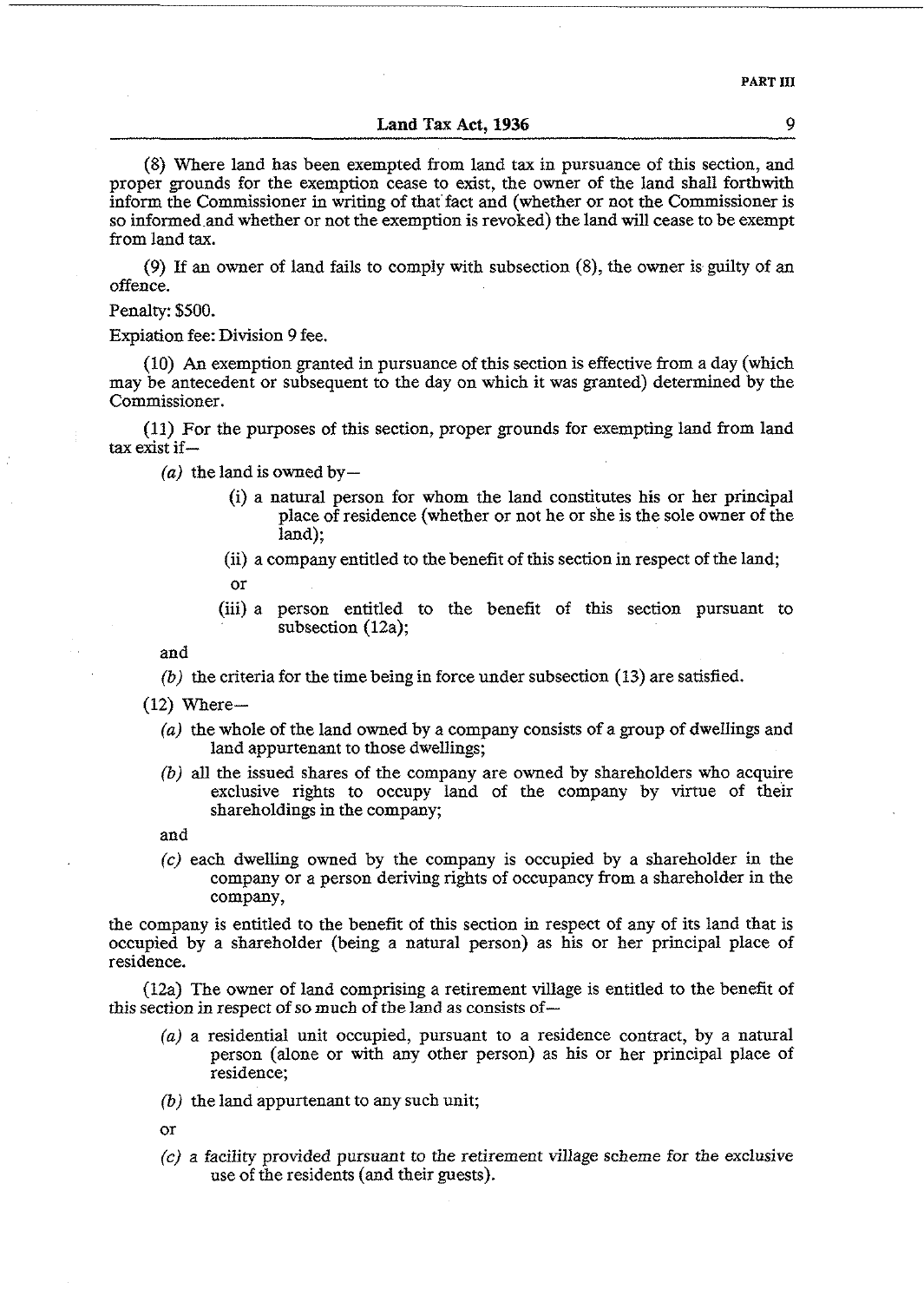(8) Where land has been exempted from land tax in pursuance of this section, and proper grounds for the exemption cease to exist, the owner of the land shall forthwith inform the Commissioner in writing of that fact and (whether or not the Commissioner is so informed and whether or not the exemption is revoked) the land will cease to be exempt from land tax.

(9) If an owner of land fails to comply with subsection (8), the owner is guilty of an offence.

Penalty: $500.

Expiation fee: Division 9 fee.

(10) An exemption granted in pursuance of this section is effective from a day (which may be antecedent or subsequent to the day on which it was granted) determined by the Commissioner.

(11) For the purposes of this section, proper grounds for exempting land from land tax exist if—

*(a)* the land is owned by—

(i) a natural person for whom the land constitutes his or her principal place of residence (whether or not he or she is the sole owner of the land);

(ii) a company entitled to the benefit of this section in respect of the land;

or

(iii) a person entitled to the benefit of this section pursuant to subsection (12a);

and

*(b)* the criteria for the time being in force under subsection (13) are satisfied.

(12) Where—

*(a)* the whole of the land owned by a company consists of a group of dwellings and land appurtenant to those dwellings;

*(b)* all the issued shares of the company are owned by shareholders who acquire exclusive rights to occupy land of the company by virtue of their shareholdings in the company;

and

*(c)* each dwelling owned by the company is occupied by a shareholder in the company or a person deriving rights of occupancy from a shareholder in the company,

the company is entitled to the benefit of this section in respect of any of its land that is occupied by a shareholder (being a natural person) as his or her principal place of residence.

(12a) The owner of land comprising a retirement village is entitled to the benefit of this section in respect of so much of the land as consists of—

*(a)* a residential unit occupied, pursuant to a residence contract, by a natural person (alone or with any other person) as his or her principal place of residence;

*(b)* the land appurtenant to any such unit;

or

*(c)* a facility provided pursuant to the retirement village scheme for the exclusive use of the residents (and their guests).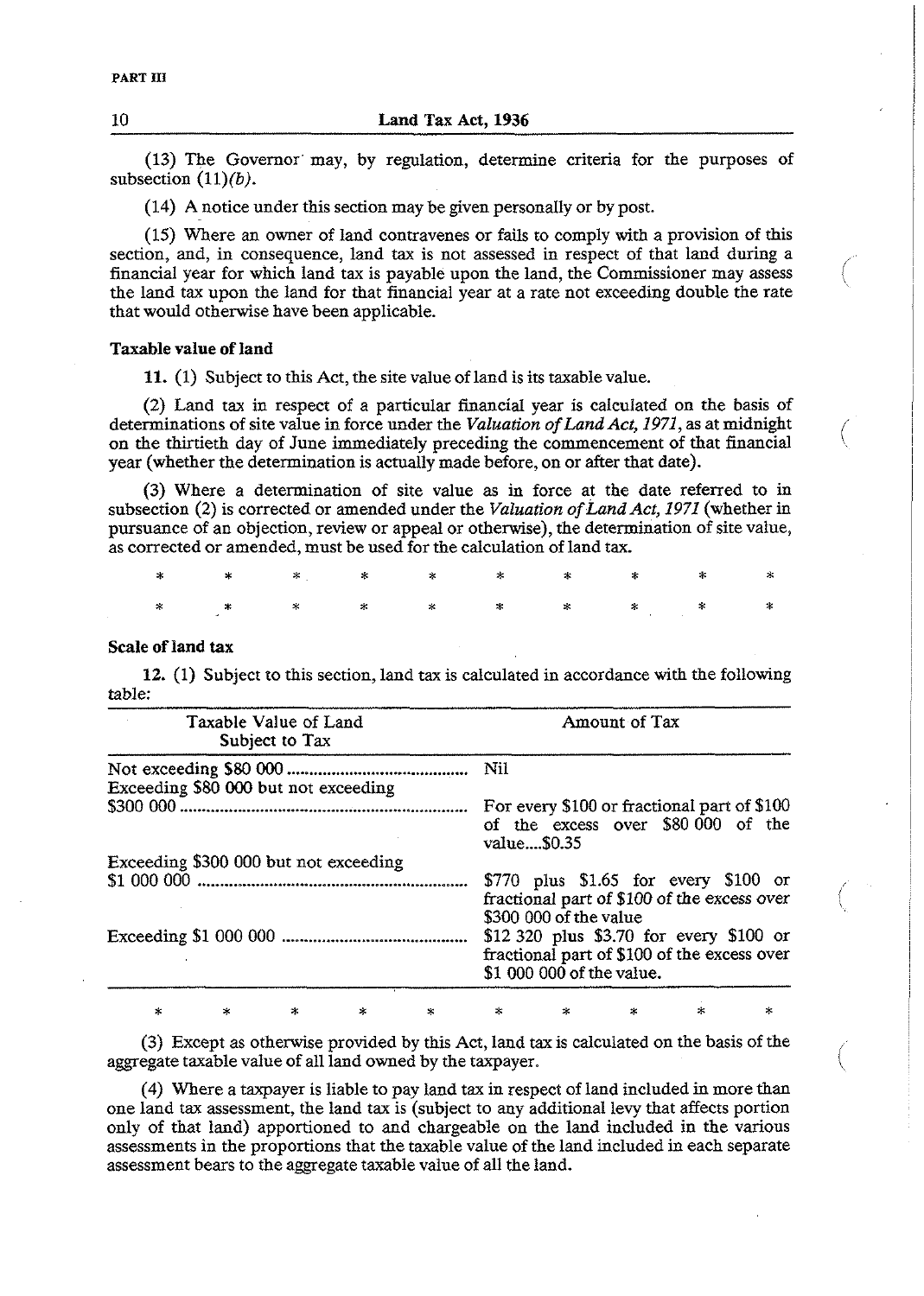PART III

(13) The Governor may, by regulation, determine criteria for the purposes of subsection (11)*(b)*.

(14) A notice under this section may be given personally or by post.

(15) Where an owner of land contravenes or fails to comply with a provision of this section, and, in consequence, land tax is not assessed in respect of that land during a financial year for which land tax is payable upon the land, the Commissioner may assess the land tax upon the land for that financial year at a rate not exceeding double the rate that would otherwise have been applicable.

**Taxable value of land**

**11.** (1) Subject to this Act, the site value of land is its taxable value.

(2) Land tax in respect of a particular financial year is calculated on the basis of determinations of site value in force under the *Valuation of Land Act, 1971*, as at midnight on the thirtieth day of June immediately preceding the commencement of that financial year (whether the determination is actually made before, on or after that date).

(3) Where a determination of site value as in force at the date referred to in subsection (2) is corrected or amended under the *Valuation of Land Act, 1971* (whether in pursuance of an objection, review or appeal or otherwise), the determination of site value, as corrected or amended, must be used for the calculation of land tax.

\* \* \* \* \* \* \* \* \* \*

\* \* \* \* \* \* \* \* \* \*

**Scale of land tax**

**12.** (1) Subject to this section, land tax is calculated in accordance with the following table:

| Taxable Value of Land Subject to Tax | Amount of Tax |
|---|---|
| Not exceeding $80 000 | Nil |
| Exceeding $80 000 but not exceeding $300 000 | For every $100 or fractional part of $100 of the excess over $80 000 of the value....$0.35 |
| Exceeding $300 000 but not exceeding $1 000 000 | $770 plus $1.65 for every $100 or fractional part of $100 of the excess over $300 000 of the value |
| Exceeding $1 000 000 | $12 320 plus $3.70 for every $100 or fractional part of $100 of the excess over $1 000 000 of the value. |

\* \* \* \* \* \* \* \* \* \*

(3) Except as otherwise provided by this Act, land tax is calculated on the basis of the aggregate taxable value of all land owned by the taxpayer.

(4) Where a taxpayer is liable to pay land tax in respect of land included in more than one land tax assessment, the land tax is (subject to any additional levy that affects portion only of that land) apportioned to and chargeable on the land included in the various assessments in the proportions that the taxable value of the land included in each separate assessment bears to the aggregate taxable value of all the land.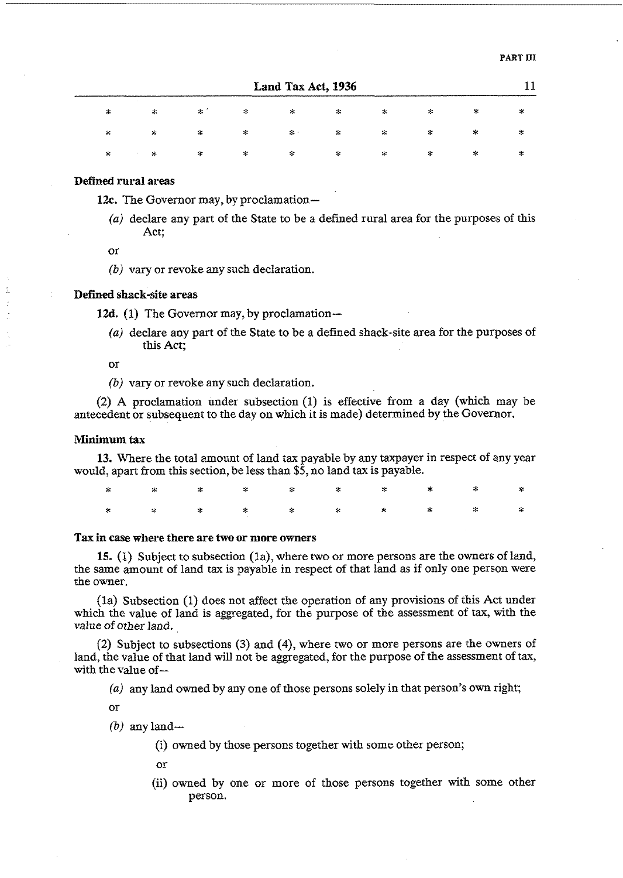\*　　\*　　\*　　\*　　\*　　\*　　\*　　\*　　\*　　\*

\*　　\*　　\*　　\*　　\*　　\*　　\*　　\*　　\*　　\*

\*　　\*　　\*　　\*　　\*　　\*　　\*　　\*　　\*　　\*

**Defined rural areas**

**12c.** The Governor may, by proclamation—

(*a*) declare any part of the State to be a defined rural area for the purposes of this Act;

or

(*b*) vary or revoke any such declaration.

**Defined shack-site areas**

**12d.** (1) The Governor may, by proclamation—

(*a*) declare any part of the State to be a defined shack-site area for the purposes of this Act;

or

(*b*) vary or revoke any such declaration.

(2) A proclamation under subsection (1) is effective from a day (which may be antecedent or subsequent to the day on which it is made) determined by the Governor.

**Minimum tax**

**13.** Where the total amount of land tax payable by any taxpayer in respect of any year would, apart from this section, be less than $5, no land tax is payable.

\*　　\*　　\*　　\*　　\*　　\*　　\*　　\*　　\*　　\*

\*　　\*　　\*　　\*　　\*　　\*　　\*　　\*　　\*　　\*

**Tax in case where there are two or more owners**

**15.** (1) Subject to subsection (1a), where two or more persons are the owners of land, the same amount of land tax is payable in respect of that land as if only one person were the owner.

(1a) Subsection (1) does not affect the operation of any provisions of this Act under which the value of land is aggregated, for the purpose of the assessment of tax, with the value of other land.

(2) Subject to subsections (3) and (4), where two or more persons are the owners of land, the value of that land will not be aggregated, for the purpose of the assessment of tax, with the value of—

(*a*) any land owned by any one of those persons solely in that person's own right;

or

(*b*) any land—

(i) owned by those persons together with some other person;

or

(ii) owned by one or more of those persons together with some other person.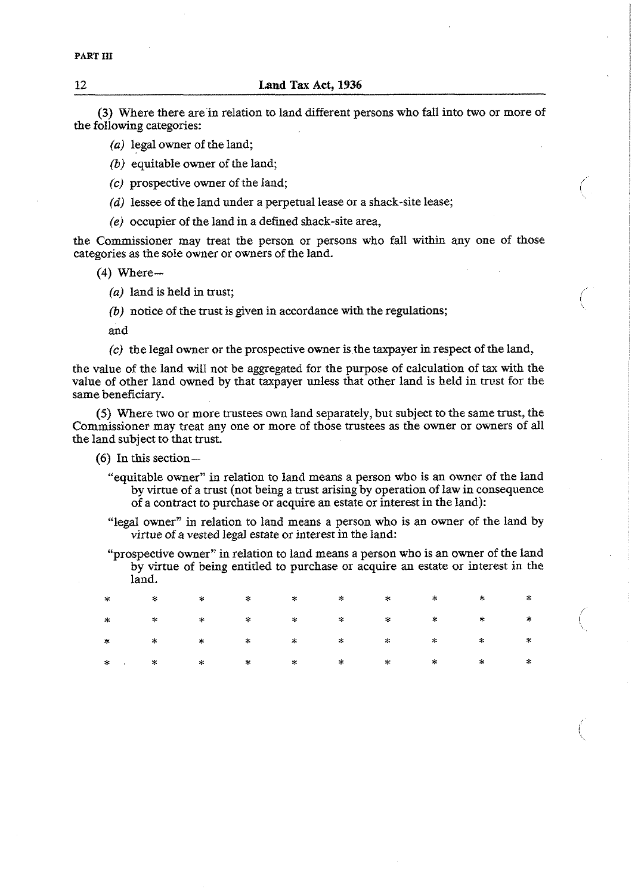(3) Where there are in relation to land different persons who fall into two or more of the following categories:

(*a*) legal owner of the land;

(*b*) equitable owner of the land;

(*c*) prospective owner of the land;

(*d*) lessee of the land under a perpetual lease or a shack-site lease;

(*e*) occupier of the land in a defined shack-site area,

the Commissioner may treat the person or persons who fall within any one of those categories as the sole owner or owners of the land.

(4) Where—

(*a*) land is held in trust;

(*b*) notice of the trust is given in accordance with the regulations;

and

(*c*) the legal owner or the prospective owner is the taxpayer in respect of the land,

the value of the land will not be aggregated for the purpose of calculation of tax with the value of other land owned by that taxpayer unless that other land is held in trust for the same beneficiary.

(5) Where two or more trustees own land separately, but subject to the same trust, the Commissioner may treat any one or more of those trustees as the owner or owners of all the land subject to that trust.

(6) In this section—

"equitable owner" in relation to land means a person who is an owner of the land by virtue of a trust (not being a trust arising by operation of law in consequence of a contract to purchase or acquire an estate or interest in the land):

"legal owner" in relation to land means a person who is an owner of the land by virtue of a vested legal estate or interest in the land:

"prospective owner" in relation to land means a person who is an owner of the land by virtue of being entitled to purchase or acquire an estate or interest in the land.

\* \* \* \* \* \* \* \* \* \*

\* \* \* \* \* \* \* \* \* \*

\* \* \* \* \* \* \* \* \* \*

\* \* \* \* \* \* \* \* \* \*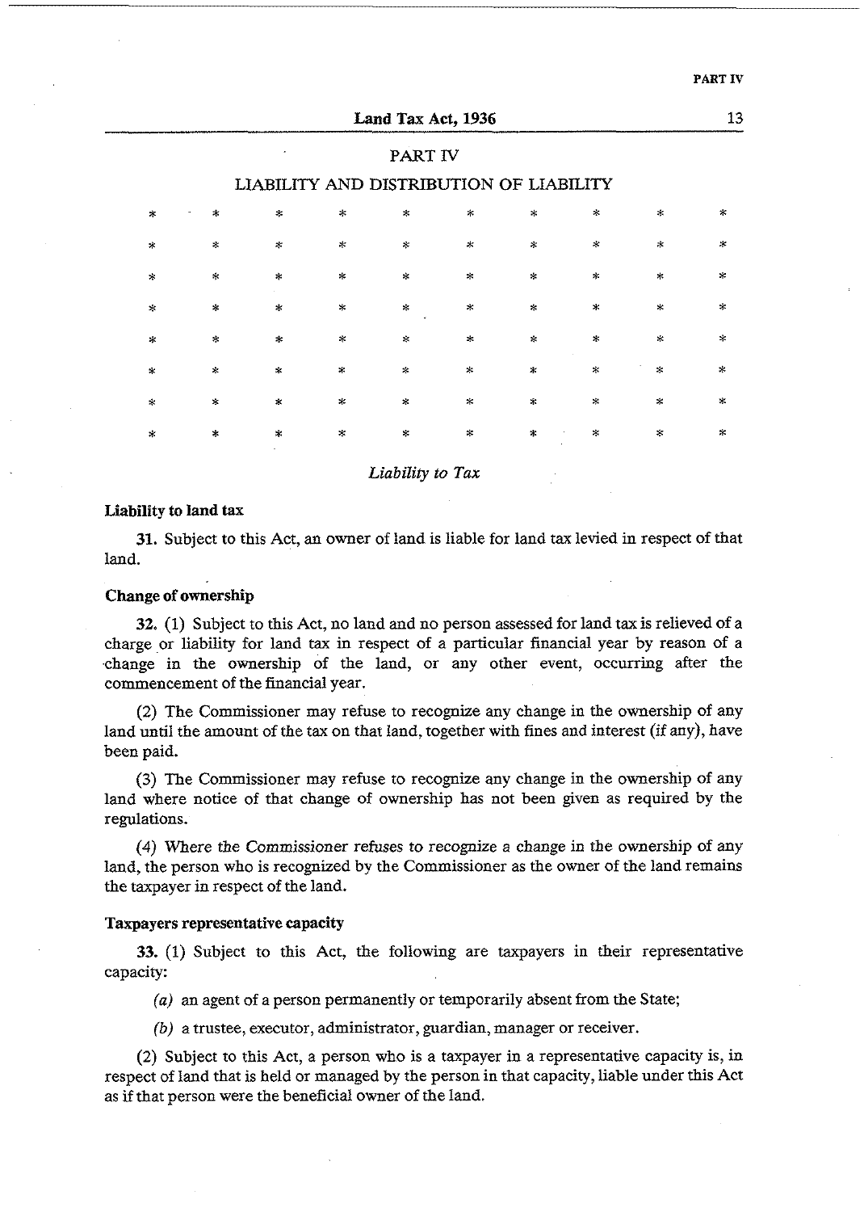## PART IV

### LIABILITY AND DISTRIBUTION OF LIABILITY

\* \* \* \* \* \* \* \* \* \*

\* \* \* \* \* \* \* \* \* \*

\* \* \* \* \* \* \* \* \* \*

\* \* \* \* \* \* \* \* \* \*

\* \* \* \* \* \* \* \* \* \*

\* \* \* \* \* \* \* \* \* \*

\* \* \* \* \* \* \* \* \* \*

\* \* \* \* \* \* \* \* \* \*

*Liability to Tax*

**Liability to land tax**

**31.** Subject to this Act, an owner of land is liable for land tax levied in respect of that land.

**Change of ownership**

**32.** (1) Subject to this Act, no land and no person assessed for land tax is relieved of a charge or liability for land tax in respect of a particular financial year by reason of a change in the ownership of the land, or any other event, occurring after the commencement of the financial year.

(2) The Commissioner may refuse to recognize any change in the ownership of any land until the amount of the tax on that land, together with fines and interest (if any), have been paid.

(3) The Commissioner may refuse to recognize any change in the ownership of any land where notice of that change of ownership has not been given as required by the regulations.

(4) Where the Commissioner refuses to recognize a change in the ownership of any land, the person who is recognized by the Commissioner as the owner of the land remains the taxpayer in respect of the land.

**Taxpayers representative capacity**

**33.** (1) Subject to this Act, the following are taxpayers in their representative capacity:

*(a)* an agent of a person permanently or temporarily absent from the State;

*(b)* a trustee, executor, administrator, guardian, manager or receiver.

(2) Subject to this Act, a person who is a taxpayer in a representative capacity is, in respect of land that is held or managed by the person in that capacity, liable under this Act as if that person were the beneficial owner of the land.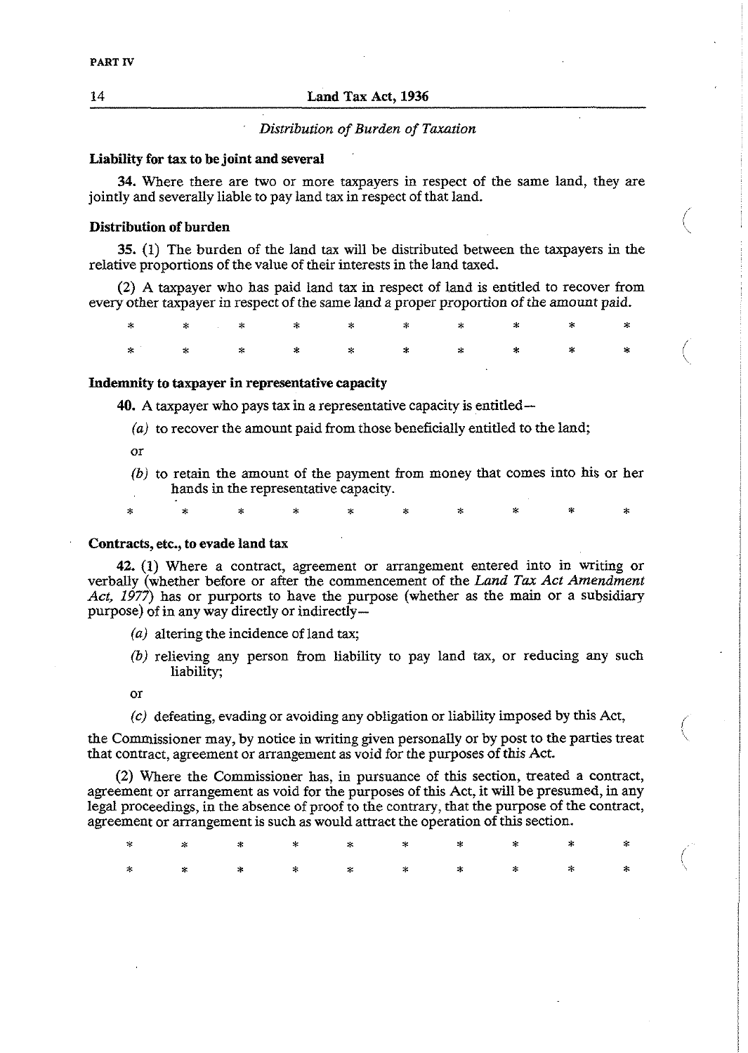*Distribution of Burden of Taxation*

**Liability for tax to be joint and several**

**34.** Where there are two or more taxpayers in respect of the same land, they are jointly and severally liable to pay land tax in respect of that land.

**Distribution of burden**

**35.** (1) The burden of the land tax will be distributed between the taxpayers in the relative proportions of the value of their interests in the land taxed.

(2) A taxpayer who has paid land tax in respect of land is entitled to recover from every other taxpayer in respect of the same land a proper proportion of the amount paid.

\* \* \* \* \* \* \* \* \* \*

\* \* \* \* \* \* \* \* \* \*

**Indemnity to taxpayer in representative capacity**

**40.** A taxpayer who pays tax in a representative capacity is entitled—

*(a)* to recover the amount paid from those beneficially entitled to the land;

or

*(b)* to retain the amount of the payment from money that comes into his or her hands in the representative capacity.

\* \* \* \* \* \* \* \* \* \*

**Contracts, etc., to evade land tax**

**42.** (1) Where a contract, agreement or arrangement entered into in writing or verbally (whether before or after the commencement of the *Land Tax Act Amendment Act, 1977*) has or purports to have the purpose (whether as the main or a subsidiary purpose) of in any way directly or indirectly—

*(a)* altering the incidence of land tax;

*(b)* relieving any person from liability to pay land tax, or reducing any such liability;

or

*(c)* defeating, evading or avoiding any obligation or liability imposed by this Act,

the Commissioner may, by notice in writing given personally or by post to the parties treat that contract, agreement or arrangement as void for the purposes of this Act.

(2) Where the Commissioner has, in pursuance of this section, treated a contract, agreement or arrangement as void for the purposes of this Act, it will be presumed, in any legal proceedings, in the absence of proof to the contrary, that the purpose of the contract, agreement or arrangement is such as would attract the operation of this section.

\* \* \* \* \* \* \* \* \* \*

\* \* \* \* \* \* \* \* \* \*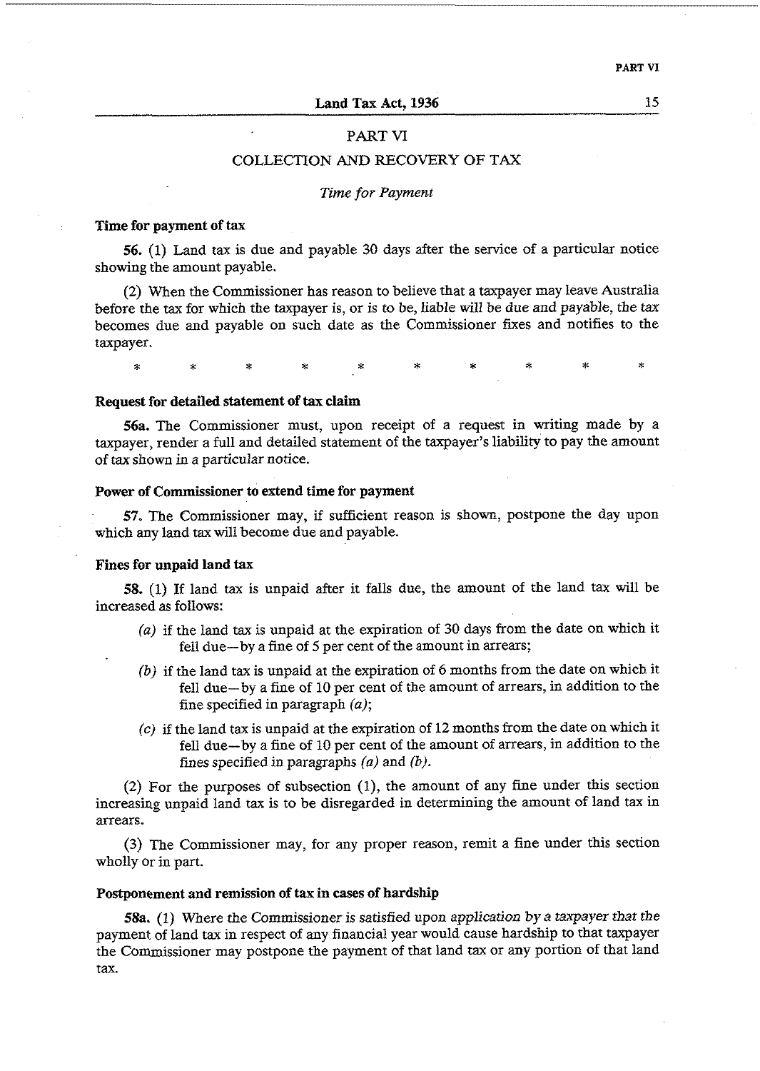## PART VI

## COLLECTION AND RECOVERY OF TAX

*Time for Payment*

**Time for payment of tax**

**56.** (1) Land tax is due and payable 30 days after the service of a particular notice showing the amount payable.

(2) When the Commissioner has reason to believe that a taxpayer may leave Australia before the tax for which the taxpayer is, or is to be, liable will be due and payable, the tax becomes due and payable on such date as the Commissioner fixes and notifies to the taxpayer.

\* \* \* \* \* \* \* \* \* \*

**Request for detailed statement of tax claim**

**56a.** The Commissioner must, upon receipt of a request in writing made by a taxpayer, render a full and detailed statement of the taxpayer's liability to pay the amount of tax shown in a particular notice.

**Power of Commissioner to extend time for payment**

**57.** The Commissioner may, if sufficient reason is shown, postpone the day upon which any land tax will become due and payable.

**Fines for unpaid land tax**

**58.** (1) If land tax is unpaid after it falls due, the amount of the land tax will be increased as follows:

*(a)* if the land tax is unpaid at the expiration of 30 days from the date on which it fell due—by a fine of 5 per cent of the amount in arrears;

*(b)* if the land tax is unpaid at the expiration of 6 months from the date on which it fell due—by a fine of 10 per cent of the amount of arrears, in addition to the fine specified in paragraph *(a)*;

*(c)* if the land tax is unpaid at the expiration of 12 months from the date on which it fell due—by a fine of 10 per cent of the amount of arrears, in addition to the fines specified in paragraphs *(a)* and *(b)*.

(2) For the purposes of subsection (1), the amount of any fine under this section increasing unpaid land tax is to be disregarded in determining the amount of land tax in arrears.

(3) The Commissioner may, for any proper reason, remit a fine under this section wholly or in part.

**Postponement and remission of tax in cases of hardship**

**58a.** (1) Where the Commissioner is satisfied upon application by a taxpayer that the payment of land tax in respect of any financial year would cause hardship to that taxpayer the Commissioner may postpone the payment of that land tax or any portion of that land tax.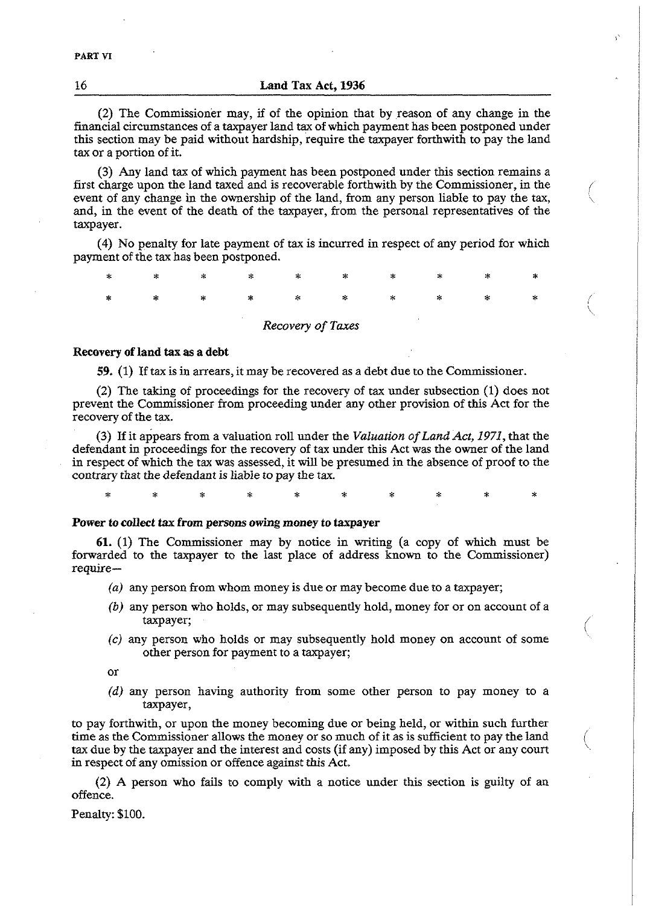(2) The Commissioner may, if of the opinion that by reason of any change in the financial circumstances of a taxpayer land tax of which payment has been postponed under this section may be paid without hardship, require the taxpayer forthwith to pay the land tax or a portion of it.

(3) Any land tax of which payment has been postponed under this section remains a first charge upon the land taxed and is recoverable forthwith by the Commissioner, in the event of any change in the ownership of the land, from any person liable to pay the tax, and, in the event of the death of the taxpayer, from the personal representatives of the taxpayer.

(4) No penalty for late payment of tax is incurred in respect of any period for which payment of the tax has been postponed.

\* \* \* \* \* \* \* \* \* \*

\* \* \* \* \* \* \* \* \* \*

*Recovery of Taxes*

**Recovery of land tax as a debt**

**59.** (1) If tax is in arrears, it may be recovered as a debt due to the Commissioner.

(2) The taking of proceedings for the recovery of tax under subsection (1) does not prevent the Commissioner from proceeding under any other provision of this Act for the recovery of the tax.

(3) If it appears from a valuation roll under the *Valuation of Land Act, 1971*, that the defendant in proceedings for the recovery of tax under this Act was the owner of the land in respect of which the tax was assessed, it will be presumed in the absence of proof to the contrary that the defendant is liable to pay the tax.

\* \* \* \* \* \* \* \* \* \*

**Power to collect tax from persons owing money to taxpayer**

**61.** (1) The Commissioner may by notice in writing (a copy of which must be forwarded to the taxpayer to the last place of address known to the Commissioner) require—

*(a)* any person from whom money is due or may become due to a taxpayer;

*(b)* any person who holds, or may subsequently hold, money for or on account of a taxpayer;

*(c)* any person who holds or may subsequently hold money on account of some other person for payment to a taxpayer;

or

*(d)* any person having authority from some other person to pay money to a taxpayer,

to pay forthwith, or upon the money becoming due or being held, or within such further time as the Commissioner allows the money or so much of it as is sufficient to pay the land tax due by the taxpayer and the interest and costs (if any) imposed by this Act or any court in respect of any omission or offence against this Act.

(2) A person who fails to comply with a notice under this section is guilty of an offence.

Penalty: $100.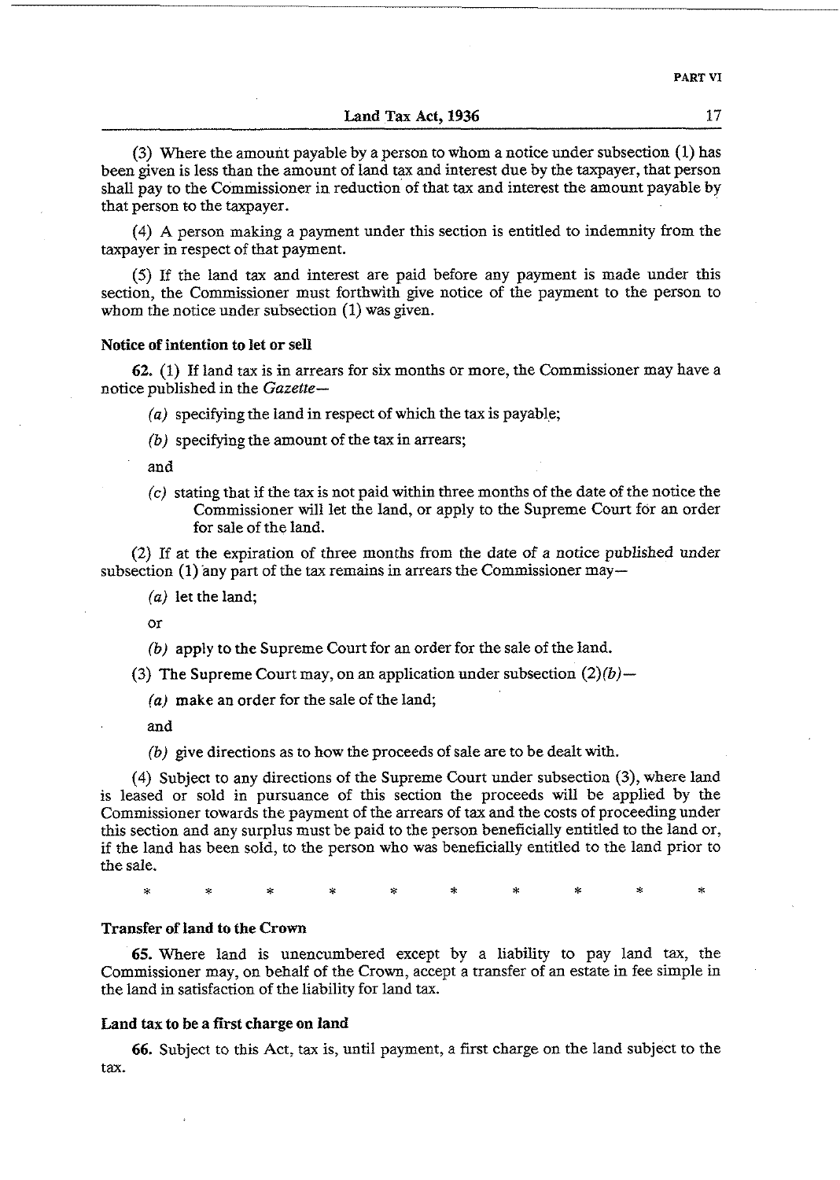(3) Where the amount payable by a person to whom a notice under subsection (1) has been given is less than the amount of land tax and interest due by the taxpayer, that person shall pay to the Commissioner in reduction of that tax and interest the amount payable by that person to the taxpayer.

(4) A person making a payment under this section is entitled to indemnity from the taxpayer in respect of that payment.

(5) If the land tax and interest are paid before any payment is made under this section, the Commissioner must forthwith give notice of the payment to the person to whom the notice under subsection (1) was given.

**Notice of intention to let or sell**

**62.** (1) If land tax is in arrears for six months or more, the Commissioner may have a notice published in the *Gazette*—

*(a)* specifying the land in respect of which the tax is payable;

*(b)* specifying the amount of the tax in arrears;

and

*(c)* stating that if the tax is not paid within three months of the date of the notice the Commissioner will let the land, or apply to the Supreme Court for an order for sale of the land.

(2) If at the expiration of three months from the date of a notice published under subsection (1) any part of the tax remains in arrears the Commissioner may—

*(a)* let the land;

or

*(b)* apply to the Supreme Court for an order for the sale of the land.

(3) The Supreme Court may, on an application under subsection (2)*(b)*—

*(a)* make an order for the sale of the land;

and

*(b)* give directions as to how the proceeds of sale are to be dealt with.

(4) Subject to any directions of the Supreme Court under subsection (3), where land is leased or sold in pursuance of this section the proceeds will be applied by the Commissioner towards the payment of the arrears of tax and the costs of proceeding under this section and any surplus must be paid to the person beneficially entitled to the land or, if the land has been sold, to the person who was beneficially entitled to the land prior to the sale.

\* \* \* \* \* \* \* \* \* \*

**Transfer of land to the Crown**

**65.** Where land is unencumbered except by a liability to pay land tax, the Commissioner may, on behalf of the Crown, accept a transfer of an estate in fee simple in the land in satisfaction of the liability for land tax.

**Land tax to be a first charge on land**

**66.** Subject to this Act, tax is, until payment, a first charge on the land subject to the tax.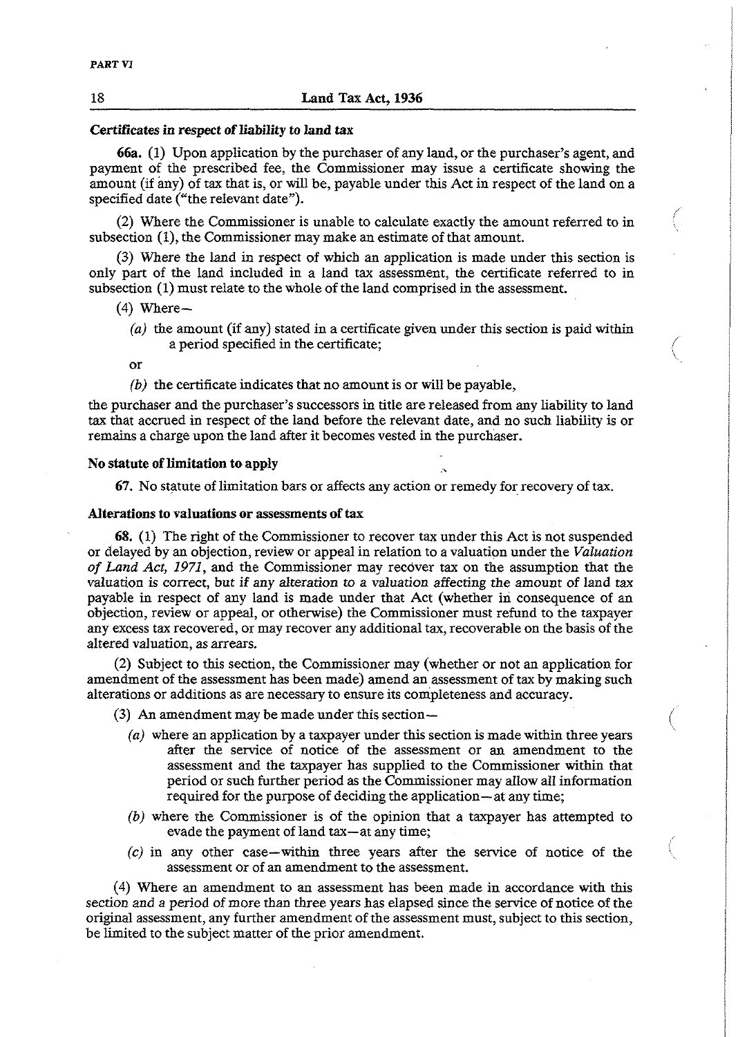PART VI

### *Certificates in respect of liability to land tax*

**66a.** (1) Upon application by the purchaser of any land, or the purchaser's agent, and payment of the prescribed fee, the Commissioner may issue a certificate showing the amount (if any) of tax that is, or will be, payable under this Act in respect of the land on a specified date ("the relevant date").

(2) Where the Commissioner is unable to calculate exactly the amount referred to in subsection (1), the Commissioner may make an estimate of that amount.

(3) Where the land in respect of which an application is made under this section is only part of the land included in a land tax assessment, the certificate referred to in subsection (1) must relate to the whole of the land comprised in the assessment.

(4) Where—

*(a)* the amount (if any) stated in a certificate given under this section is paid within a period specified in the certificate;

or

*(b)* the certificate indicates that no amount is or will be payable,

the purchaser and the purchaser's successors in title are released from any liability to land tax that accrued in respect of the land before the relevant date, and no such liability is or remains a charge upon the land after it becomes vested in the purchaser.

### No statute of limitation to apply

**67.** No statute of limitation bars or affects any action or remedy for recovery of tax.

### Alterations to valuations or assessments of tax

**68.** (1) The right of the Commissioner to recover tax under this Act is not suspended or delayed by an objection, review or appeal in relation to a valuation under the *Valuation of Land Act, 1971*, and the Commissioner may recover tax on the assumption that the valuation is correct, but if any alteration to a valuation affecting the amount of land tax payable in respect of any land is made under that Act (whether in consequence of an objection, review or appeal, or otherwise) the Commissioner must refund to the taxpayer any excess tax recovered, or may recover any additional tax, recoverable on the basis of the altered valuation, as arrears.

(2) Subject to this section, the Commissioner may (whether or not an application for amendment of the assessment has been made) amend an assessment of tax by making such alterations or additions as are necessary to ensure its completeness and accuracy.

(3) An amendment may be made under this section—

*(a)* where an application by a taxpayer under this section is made within three years after the service of notice of the assessment or an amendment to the assessment and the taxpayer has supplied to the Commissioner within that period or such further period as the Commissioner may allow all information required for the purpose of deciding the application—at any time;

*(b)* where the Commissioner is of the opinion that a taxpayer has attempted to evade the payment of land tax—at any time;

*(c)* in any other case—within three years after the service of notice of the assessment or of an amendment to the assessment.

(4) Where an amendment to an assessment has been made in accordance with this section and a period of more than three years has elapsed since the service of notice of the original assessment, any further amendment of the assessment must, subject to this section, be limited to the subject matter of the prior amendment.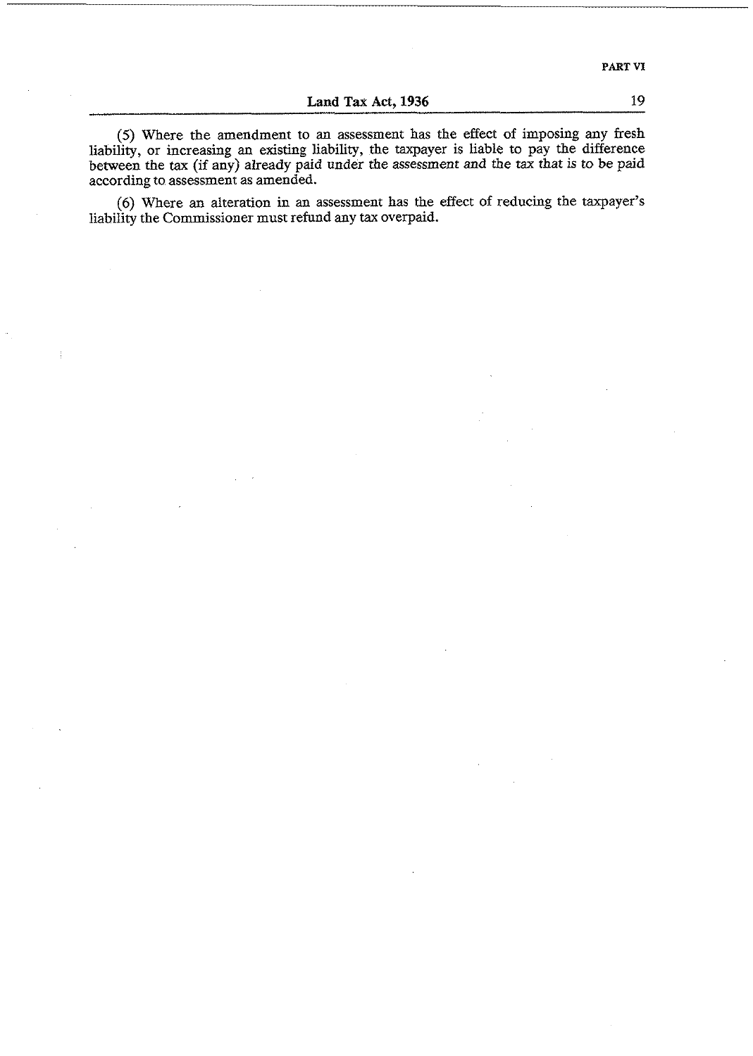(5) Where the amendment to an assessment has the effect of imposing any fresh liability, or increasing an existing liability, the taxpayer is liable to pay the difference between the tax (if any) already paid under the assessment and the tax that is to be paid according to assessment as amended.

(6) Where an alteration in an assessment has the effect of reducing the taxpayer's liability the Commissioner must refund any tax overpaid.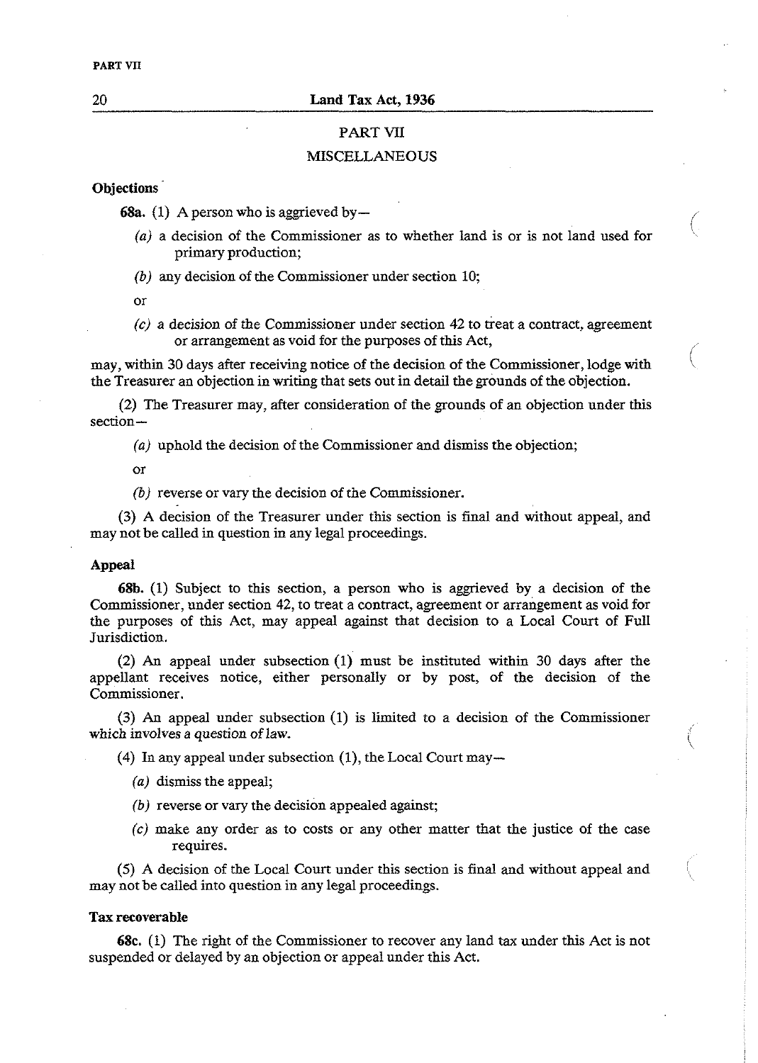## PART VII

## MISCELLANEOUS

**Objections**

**68a.** (1) A person who is aggrieved by—

*(a)* a decision of the Commissioner as to whether land is or is not land used for primary production;

*(b)* any decision of the Commissioner under section 10;

or

*(c)* a decision of the Commissioner under section 42 to treat a contract, agreement or arrangement as void for the purposes of this Act,

may, within 30 days after receiving notice of the decision of the Commissioner, lodge with the Treasurer an objection in writing that sets out in detail the grounds of the objection.

(2) The Treasurer may, after consideration of the grounds of an objection under this section—

*(a)* uphold the decision of the Commissioner and dismiss the objection;

or

*(b)* reverse or vary the decision of the Commissioner.

(3) A decision of the Treasurer under this section is final and without appeal, and may not be called in question in any legal proceedings.

**Appeal**

**68b.** (1) Subject to this section, a person who is aggrieved by a decision of the Commissioner, under section 42, to treat a contract, agreement or arrangement as void for the purposes of this Act, may appeal against that decision to a Local Court of Full Jurisdiction.

(2) An appeal under subsection (1) must be instituted within 30 days after the appellant receives notice, either personally or by post, of the decision of the Commissioner.

(3) An appeal under subsection (1) is limited to a decision of the Commissioner which involves a question of law.

(4) In any appeal under subsection (1), the Local Court may—

*(a)* dismiss the appeal;

*(b)* reverse or vary the decision appealed against;

*(c)* make any order as to costs or any other matter that the justice of the case requires.

(5) A decision of the Local Court under this section is final and without appeal and may not be called into question in any legal proceedings.

**Tax recoverable**

**68c.** (1) The right of the Commissioner to recover any land tax under this Act is not suspended or delayed by an objection or appeal under this Act.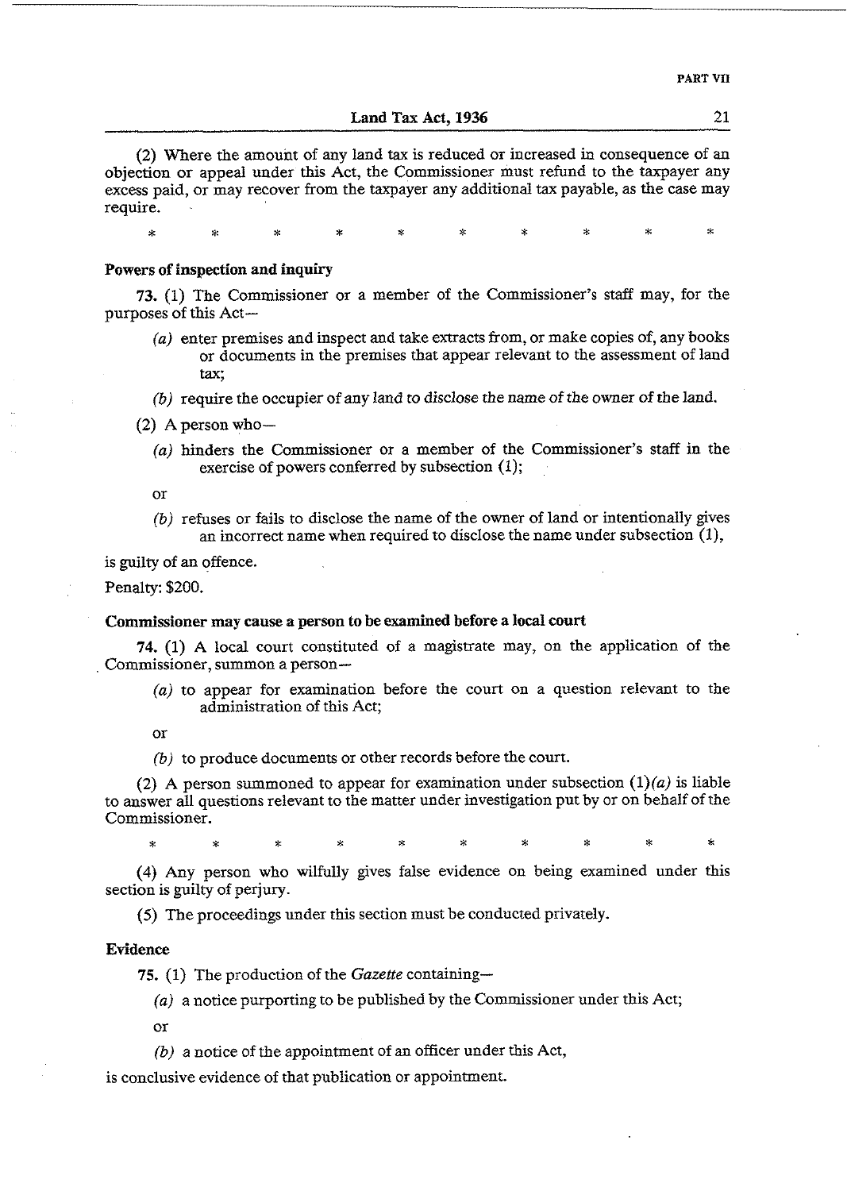(2) Where the amount of any land tax is reduced or increased in consequence of an objection or appeal under this Act, the Commissioner must refund to the taxpayer any excess paid, or may recover from the taxpayer any additional tax payable, as the case may require.

\* \* \* \* \* \* \* \* \* \*

**Powers of inspection and inquiry**

**73.** (1) The Commissioner or a member of the Commissioner's staff may, for the purposes of this Act—

*(a)* enter premises and inspect and take extracts from, or make copies of, any books or documents in the premises that appear relevant to the assessment of land tax;

*(b)* require the occupier of any land to disclose the name of the owner of the land.

(2) A person who—

*(a)* hinders the Commissioner or a member of the Commissioner's staff in the exercise of powers conferred by subsection (1);

or

*(b)* refuses or fails to disclose the name of the owner of land or intentionally gives an incorrect name when required to disclose the name under subsection (1),

is guilty of an offence.

Penalty: $200.

**Commissioner may cause a person to be examined before a local court**

**74.** (1) A local court constituted of a magistrate may, on the application of the Commissioner, summon a person—

*(a)* to appear for examination before the court on a question relevant to the administration of this Act;

or

*(b)* to produce documents or other records before the court.

(2) A person summoned to appear for examination under subsection (1)*(a)* is liable to answer all questions relevant to the matter under investigation put by or on behalf of the Commissioner.

\* \* \* \* \* \* \* \* \* \*

(4) Any person who wilfully gives false evidence on being examined under this section is guilty of perjury.

(5) The proceedings under this section must be conducted privately.

**Evidence**

**75.** (1) The production of the *Gazette* containing—

*(a)* a notice purporting to be published by the Commissioner under this Act;

or

*(b)* a notice of the appointment of an officer under this Act,

is conclusive evidence of that publication or appointment.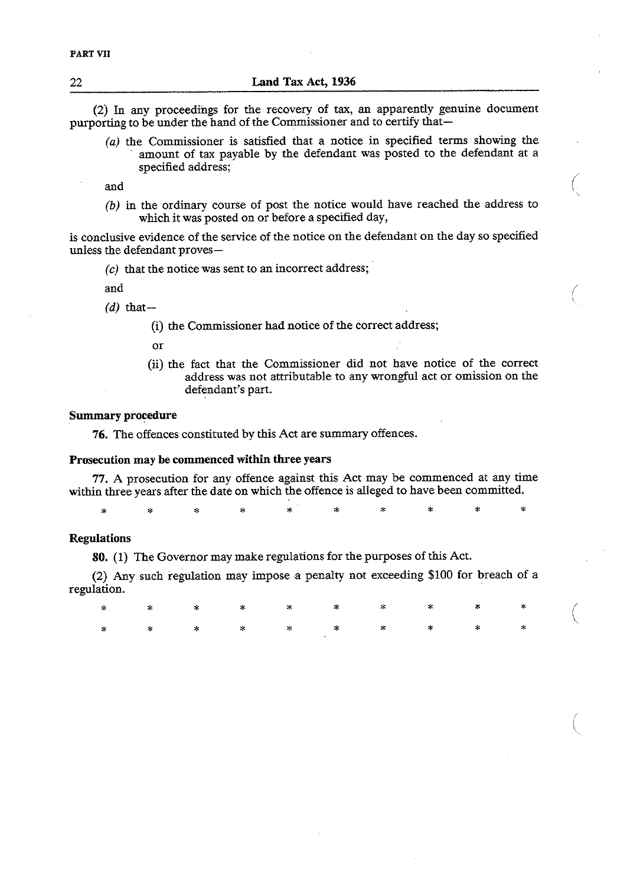(2) In any proceedings for the recovery of tax, an apparently genuine document purporting to be under the hand of the Commissioner and to certify that—

*(a)* the Commissioner is satisfied that a notice in specified terms showing the amount of tax payable by the defendant was posted to the defendant at a specified address;

and

*(b)* in the ordinary course of post the notice would have reached the address to which it was posted on or before a specified day,

is conclusive evidence of the service of the notice on the defendant on the day so specified unless the defendant proves—

*(c)* that the notice was sent to an incorrect address;

and

*(d)* that—

(i) the Commissioner had notice of the correct address;

or

(ii) the fact that the Commissioner did not have notice of the correct address was not attributable to any wrongful act or omission on the defendant's part.

**Summary procedure**

**76.** The offences constituted by this Act are summary offences.

**Prosecution may be commenced within three years**

**77.** A prosecution for any offence against this Act may be commenced at any time within three years after the date on which the offence is alleged to have been committed.

\* \* \* \* \* \* \* \* \* \*

**Regulations**

**80.** (1) The Governor may make regulations for the purposes of this Act.

(2) Any such regulation may impose a penalty not exceeding $100 for breach of a regulation.

\* \* \* \* \* \* \* \* \* \*

\* \* \* \* \* \* \* \* \* \*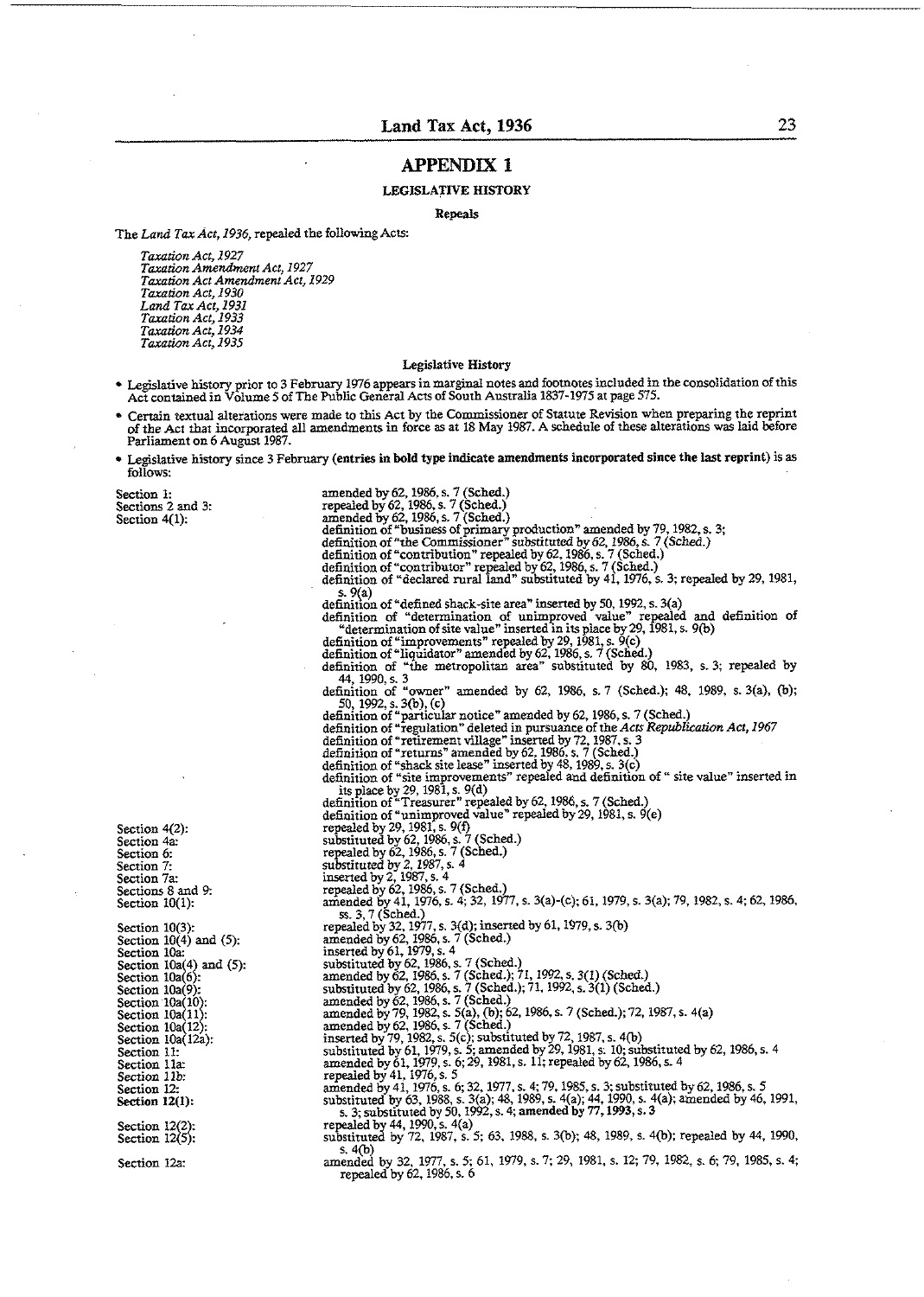# APPENDIX 1

## LEGISLATIVE HISTORY

### Repeals

The *Land Tax Act, 1936*, repealed the following Acts:

*Taxation Act, 1927*
*Taxation Amendment Act, 1927*
*Taxation Act Amendment Act, 1929*
*Taxation Act, 1930*
*Land Tax Act, 1931*
*Taxation Act, 1933*
*Taxation Act, 1934*
*Taxation Act, 1935*

### Legislative History

- Legislative history prior to 3 February 1976 appears in marginal notes and footnotes included in the consolidation of this Act contained in Volume 5 of The Public General Acts of South Australia 1837-1975 at page 575.
- Certain textual alterations were made to this Act by the Commissioner of Statute Revision when preparing the reprint of the Act that incorporated all amendments in force as at 18 May 1987. A schedule of these alterations was laid before Parliament on 6 August 1987.
- Legislative history since 3 February (**entries in bold type indicate amendments incorporated since the last reprint**) is as follows:

| | |
|---|---|
| Section 1: | amended by 62, 1986, s. 7 (Sched.) |
| Sections 2 and 3: | repealed by 62, 1986, s. 7 (Sched.) |
| Section 4(1): | amended by 62, 1986, s. 7 (Sched.)<br>definition of "business of primary production" amended by 79, 1982, s. 3;<br>definition of "the Commissioner" substituted by 62, 1986, s. 7 (Sched.)<br>definition of "contribution" repealed by 62, 1986, s. 7 (Sched.)<br>definition of "contributor" repealed by 62, 1986, s. 7 (Sched.)<br>definition of "declared rural land" substituted by 41, 1976, s. 3; repealed by 29, 1981, s. 9(a)<br>definition of "defined shack-site area" inserted by 50, 1992, s. 3(a)<br>definition of "determination of unimproved value" repealed and definition of "determination of site value" inserted in its place by 29, 1981, s. 9(b)<br>definition of "improvements" repealed by 29, 1981, s. 9(c)<br>definition of "liquidator" amended by 62, 1986, s. 7 (Sched.)<br>definition of "the metropolitan area" substituted by 80, 1983, s. 3; repealed by 44, 1990, s. 3<br>definition of "owner" amended by 62, 1986, s. 7 (Sched.); 48, 1989, s. 3(a), (b); 50, 1992, s. 3(b), (c)<br>definition of "particular notice" amended by 62, 1986, s. 7 (Sched.)<br>definition of "regulation" deleted in pursuance of the *Acts Republication Act, 1967*<br>definition of "retirement village" inserted by 72, 1987, s. 3<br>definition of "returns" amended by 62, 1986, s. 7 (Sched.)<br>definition of "shack site lease" inserted by 48, 1989, s. 3(c)<br>definition of "site improvements" repealed and definition of " site value" inserted in its place by 29, 1981, s. 9(d)<br>definition of "Treasurer" repealed by 62, 1986, s. 7 (Sched.)<br>definition of "unimproved value" repealed by 29, 1981, s. 9(e) |
| Section 4(2): | repealed by 29, 1981, s. 9(f) |
| Section 4a: | substituted by 62, 1986, s. 7 (Sched.) |
| Section 6: | repealed by 62, 1986, s. 7 (Sched.) |
| Section 7: | substituted by 2, 1987, s. 4 |
| Section 7a: | inserted by 2, 1987, s. 4 |
| Sections 8 and 9: | repealed by 62, 1986, s. 7 (Sched.) |
| Section 10(1): | amended by 41, 1976, s. 4; 32, 1977, s. 3(a)-(c); 61, 1979, s. 3(a); 79, 1982, s. 4; 62, 1986, ss. 3, 7 (Sched.) |
| Section 10(3): | repealed by 32, 1977, s. 3(d); inserted by 61, 1979, s. 3(b) |
| Section 10(4) and (5): | amended by 62, 1986, s. 7 (Sched.) |
| Section 10a: | inserted by 61, 1979, s. 4 |
| Section 10a(4) and (5): | substituted by 62, 1986, s. 7 (Sched.) |
| Section 10a(6): | amended by 62, 1986, s. 7 (Sched.); 71, 1992, s. 3(1) (Sched.) |
| Section 10a(9): | substituted by 62, 1986, s. 7 (Sched.); 71, 1992, s. 3(1) (Sched.) |
| Section 10a(10): | amended by 62, 1986, s. 7 (Sched.) |
| Section 10a(11): | amended by 79, 1982, s. 5(a), (b); 62, 1986, s. 7 (Sched.); 72, 1987, s. 4(a) |
| Section 10a(12): | amended by 62, 1986, s. 7 (Sched.) |
| Section 10a(12a): | inserted by 79, 1982, s. 5(c); substituted by 72, 1987, s. 4(b) |
| Section 11: | substituted by 61, 1979, s. 5; amended by 29, 1981, s. 10; substituted by 62, 1986, s. 4 |
| Section 11a: | amended by 61, 1979, s. 6; 29, 1981, s. 11; repealed by 62, 1986, s. 4 |
| Section 11b: | repealed by 41, 1976, s. 5 |
| Section 12: | amended by 41, 1976, s. 6; 32, 1977, s. 4; 79, 1985, s. 3; substituted by 62, 1986, s. 5 |
| **Section 12(1):** | substituted by 63, 1988, s. 3(a); 48, 1989, s. 4(a); 44, 1990, s. 4(a); amended by 46, 1991, s. 3; substituted by 50, 1992, s. 4; **amended by 77, 1993, s. 3** |
| Section 12(2): | repealed by 44, 1990, s. 4(a) |
| Section 12(5): | substituted by 72, 1987, s. 5; 63, 1988, s. 3(b); 48, 1989, s. 4(b); repealed by 44, 1990, s. 4(b) |
| Section 12a: | amended by 32, 1977, s. 5; 61, 1979, s. 7; 29, 1981, s. 12; 79, 1982, s. 6; 79, 1985, s. 4; repealed by 62, 1986, s. 6 |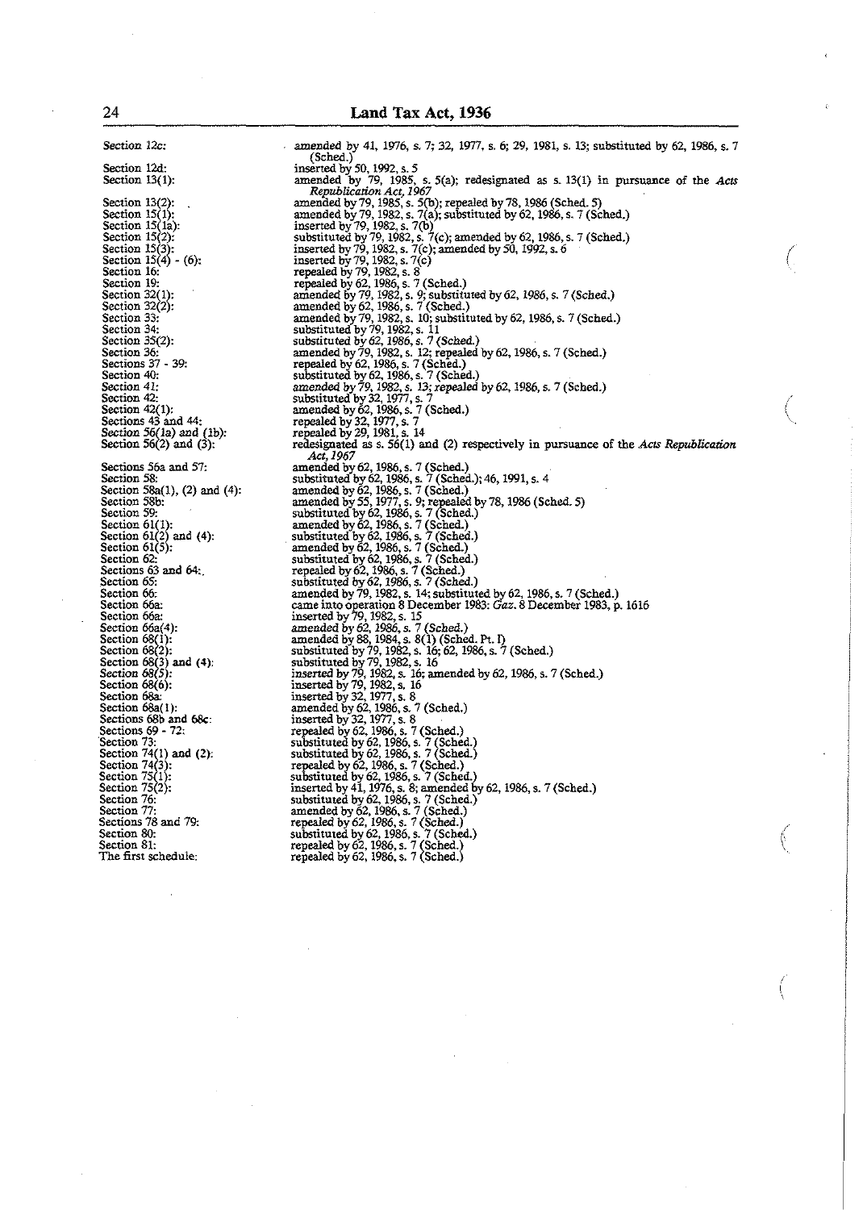| | |
|---|---|
| Section 12c: | *amended* by 41, 1976, s. 7; 32, 1977, s. 6; 29, 1981, s. 13; substituted by 62, 1986, s. 7 (Sched.) |
| Section 12d: | inserted by 50, 1992, s. 5 |
| Section 13(1): | amended by 79, 1985, s. 5(a); redesignated as s. 13(1) in pursuance of the *Acts Republication Act, 1967* |
| Section 13(2): | amended by 79, 1985, s. 5(b); repealed by 78, 1986 (Sched. 5) |
| Section 15(1): | amended by 79, 1982, s. 7(a); substituted by 62, 1986, s. 7 (Sched.) |
| Section 15(1a): | inserted by 79, 1982, s. 7(b) |
| Section 15(2): | substituted by 79, 1982, s. 7(c); amended by 62, 1986, s. 7 (Sched.) |
| Section 15(3): | inserted by 79, 1982, s. 7(c); amended by 50, 1992, s. 6 |
| Section 15(4) - (6): | inserted by 79, 1982, s. 7(c) |
| Section 16: | repealed by 79, 1982, s. 8 |
| Section 19: | repealed by 62, 1986, s. 7 (Sched.) |
| Section 32(1): | amended by 79, 1982, s. 9; substituted by 62, 1986, s. 7 (Sched.) |
| Section 32(2): | amended by 62, 1986, s. 7 (Sched.) |
| Section 33: | amended by 79, 1982, s. 10; substituted by 62, 1986, s. 7 (Sched.) |
| Section 34: | substituted by 79, 1982, s. 11 |
| Section 35(2): | substituted by 62, 1986, s. 7 (Sched.) |
| Section 36: | amended by 79, 1982, s. 12; repealed by 62, 1986, s. 7 (Sched.) |
| Sections 37 - 39: | repealed by 62, 1986, s. 7 (Sched.) |
| Section 40: | substituted by 62, 1986, s. 7 (Sched.) |
| Section 41: | *amended* by 79, 1982, *s.* 13; *repealed* by 62, 1986, s. 7 (Sched.) |
| Section 42: | substituted by 32, 1977, s. 7 |
| Section 42(1): | amended by 62, 1986, s. 7 (Sched.) |
| Sections 43 and 44: | repealed by 32, 1977, s. 7 |
| *Section 56(1a) and (1b):* | repealed by 29, 1981, s. 14 |
| Section 56(2) and (3): | redesignated as s. 56(1) and (2) respectively in pursuance of the *Acts Republication Act, 1967* |
| Sections 56a and 57: | amended by 62, 1986, s. 7 (Sched.) |
| Section 58: | substituted by 62, 1986, s. 7 (Sched.); 46, 1991, s. 4 |
| Section 58a(1), (2) and (4): | amended by 62, 1986, s. 7 (Sched.) |
| Section 58b: | amended by 55, 1977, s. 9; repealed by 78, 1986 (Sched. 5) |
| Section 59: | substituted by 62, 1986, s. 7 (Sched.) |
| Section 61(1): | amended by 62, 1986, s. 7 (Sched.) |
| Section 61(2) and (4): | substituted by 62, 1986, s. 7 (Sched.) |
| Section 61(5): | amended by 62, 1986, s. 7 (Sched.) |
| Section 62: | substituted by 62, 1986, s. 7 (Sched.) |
| Sections 63 and 64: | repealed by 62, 1986, s. 7 (Sched.) |
| Section 65: | substituted by 62, 1986, s. 7 (Sched.) |
| Section 66: | amended by 79, 1982, s. 14; substituted by 62, 1986, s. 7 (Sched.) |
| Section 66a: | came into operation 8 December 1983: *Gaz.* 8 December 1983, p. 1616 |
| Section 66a: | inserted by 79, 1982, s. 15 |
| Section 66a(4): | *amended* by 62, 1986, s. 7 (*Sched.*) |
| Section 68(1): | amended by 88, 1984, s. 8(1) (Sched. Pt. I) |
| Section 68(2): | substituted by 79, 1982, s. 16; 62, 1986, s. 7 (Sched.) |
| Section 68(3) and (4): | substituted by 79, 1982, s. 16 |
| *Section 68(5):* | *inserted* by 79, 1982, s. 16; amended by 62, 1986, s. 7 (Sched.) |
| Section 68(6): | inserted by 79, 1982, s. 16 |
| Section 68a: | inserted by 32, 1977, s. 8 |
| Section 68a(1): | amended by 62, 1986, s. 7 (Sched.) |
| Sections 68b and 68c: | inserted by 32, 1977, s. 8 |
| Sections 69 - 72: | repealed by 62, 1986, s. 7 (Sched.) |
| Section 73: | substituted by 62, 1986, s. 7 (Sched.) |
| Section 74(1) and (2): | substituted by 62, 1986, s. 7 (Sched.) |
| Section 74(3): | repealed by 62, 1986, s. 7 (Sched.) |
| Section 75(1): | substituted by 62, 1986, s. 7 (Sched.) |
| Section 75(2): | inserted by 41, 1976, s. 8; amended by 62, 1986, s. 7 (Sched.) |
| Section 76: | substituted by 62, 1986, s. 7 (Sched.) |
| Section 77: | amended by 62, 1986, s. 7 (Sched.) |
| Sections 78 and 79: | repealed by 62, 1986, s. 7 (Sched.) |
| Section 80: | substituted by 62, 1986, s. 7 (Sched.) |
| Section 81: | repealed by 62, 1986, s. 7 (Sched.) |
| The first schedule: | repealed by 62, 1986, s. 7 (Sched.) |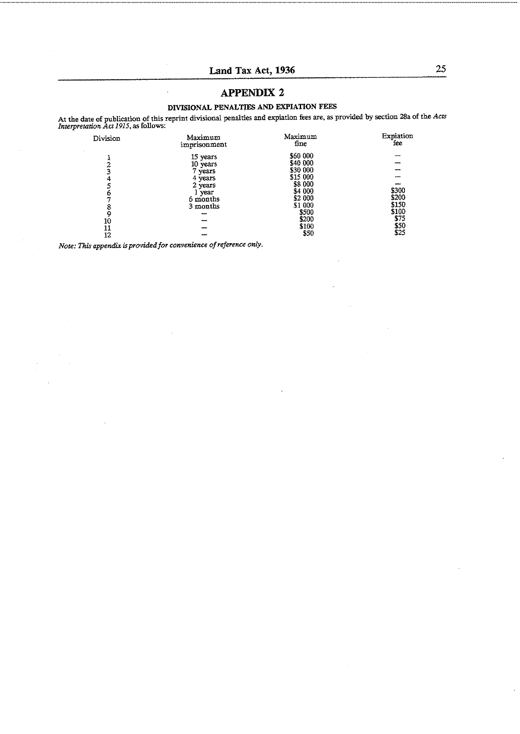# APPENDIX 2

## DIVISIONAL PENALTIES AND EXPIATION FEES

At the date of publication of this reprint divisional penalties and expiation fees are, as provided by section 28a of the *Acts Interpretation Act 1915*, as follows:

| Division | Maximum imprisonment | Maximum fine | Expiation fee |
|---|---|---|---|
| 1 | 15 years | $60 000 | — |
| 2 | 10 years | $40 000 | — |
| 3 | 7 years | $30 000 | — |
| 4 | 4 years | $15 000 | — |
| 5 | 2 years | $8 000 | — |
| 6 | 1 year | $4 000 | $300 |
| 7 | 6 months | $2 000 | $200 |
| 8 | 3 months | $1 000 | $150 |
| 9 | — | $500 | $100 |
| 10 | — | $200 | $75 |
| 11 | — | $100 | $50 |
| 12 | — | $50 | $25 |

*Note: This appendix is provided for convenience of reference only.*